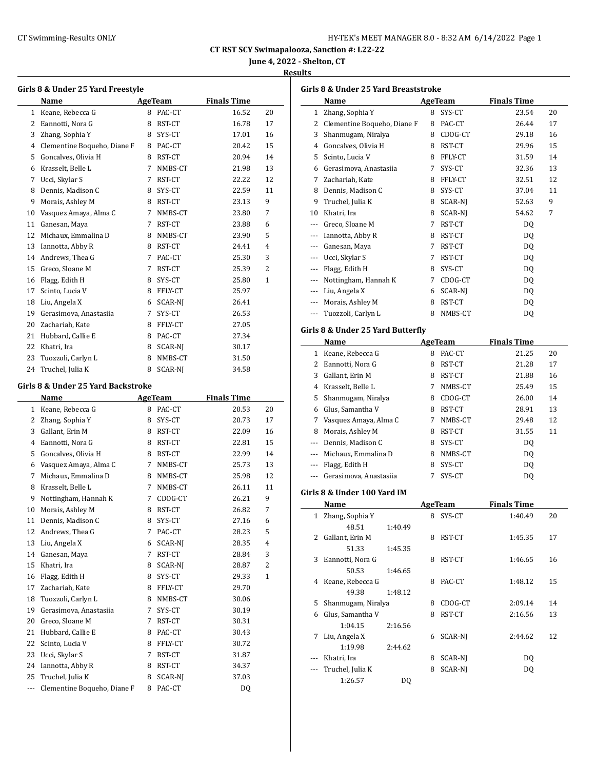CT RST SCY Swimapalooza, Sanction #: L22-22

June 4, 2022 - Shelton, CT

**Results**

### Girls 8 & Under 25 Yard Freestyle

| | Name | Age | Team | Finals Time | |
|---|---|---|---|---|---|
| 1 | Keane, Rebecca G | 8 | PAC-CT | 16.52 | 20 |
| 2 | Eannotti, Nora G | 8 | RST-CT | 16.78 | 17 |
| 3 | Zhang, Sophia Y | 8 | SYS-CT | 17.01 | 16 |
| 4 | Clementine Boqueho, Diane F | 8 | PAC-CT | 20.42 | 15 |
| 5 | Goncalves, Olivia H | 8 | RST-CT | 20.94 | 14 |
| 6 | Krasselt, Belle L | 7 | NMBS-CT | 21.98 | 13 |
| 7 | Ucci, Skylar S | 7 | RST-CT | 22.22 | 12 |
| 8 | Dennis, Madison C | 8 | SYS-CT | 22.59 | 11 |
| 9 | Morais, Ashley M | 8 | RST-CT | 23.13 | 9 |
| 10 | Vasquez Amaya, Alma C | 7 | NMBS-CT | 23.80 | 7 |
| 11 | Ganesan, Maya | 7 | RST-CT | 23.88 | 6 |
| 12 | Michaux, Emmalina D | 8 | NMBS-CT | 23.90 | 5 |
| 13 | Iannotta, Abby R | 8 | RST-CT | 24.41 | 4 |
| 14 | Andrews, Thea G | 7 | PAC-CT | 25.30 | 3 |
| 15 | Greco, Sloane M | 7 | RST-CT | 25.39 | 2 |
| 16 | Flagg, Edith H | 8 | SYS-CT | 25.80 | 1 |
| 17 | Scinto, Lucia V | 8 | FFLY-CT | 25.97 | |
| 18 | Liu, Angela X | 6 | SCAR-NJ | 26.41 | |
| 19 | Gerasimova, Anastasiia | 7 | SYS-CT | 26.53 | |
| 20 | Zachariah, Kate | 8 | FFLY-CT | 27.05 | |
| 21 | Hubbard, Callie E | 8 | PAC-CT | 27.34 | |
| 22 | Khatri, Ira | 8 | SCAR-NJ | 30.17 | |
| 23 | Tuozzoli, Carlyn L | 8 | NMBS-CT | 31.50 | |
| 24 | Truchel, Julia K | 8 | SCAR-NJ | 34.58 | |

### Girls 8 & Under 25 Yard Backstroke

| | Name | Age | Team | Finals Time | |
|---|---|---|---|---|---|
| 1 | Keane, Rebecca G | 8 | PAC-CT | 20.53 | 20 |
| 2 | Zhang, Sophia Y | 8 | SYS-CT | 20.73 | 17 |
| 3 | Gallant, Erin M | 8 | RST-CT | 22.09 | 16 |
| 4 | Eannotti, Nora G | 8 | RST-CT | 22.81 | 15 |
| 5 | Goncalves, Olivia H | 8 | RST-CT | 22.99 | 14 |
| 6 | Vasquez Amaya, Alma C | 7 | NMBS-CT | 25.73 | 13 |
| 7 | Michaux, Emmalina D | 8 | NMBS-CT | 25.98 | 12 |
| 8 | Krasselt, Belle L | 7 | NMBS-CT | 26.11 | 11 |
| 9 | Nottingham, Hannah K | 7 | CDOG-CT | 26.21 | 9 |
| 10 | Morais, Ashley M | 8 | RST-CT | 26.82 | 7 |
| 11 | Dennis, Madison C | 8 | SYS-CT | 27.16 | 6 |
| 12 | Andrews, Thea G | 7 | PAC-CT | 28.23 | 5 |
| 13 | Liu, Angela X | 6 | SCAR-NJ | 28.35 | 4 |
| 14 | Ganesan, Maya | 7 | RST-CT | 28.84 | 3 |
| 15 | Khatri, Ira | 8 | SCAR-NJ | 28.87 | 2 |
| 16 | Flagg, Edith H | 8 | SYS-CT | 29.33 | 1 |
| 17 | Zachariah, Kate | 8 | FFLY-CT | 29.70 | |
| 18 | Tuozzoli, Carlyn L | 8 | NMBS-CT | 30.06 | |
| 19 | Gerasimova, Anastasiia | 7 | SYS-CT | 30.19 | |
| 20 | Greco, Sloane M | 7 | RST-CT | 30.31 | |
| 21 | Hubbard, Callie E | 8 | PAC-CT | 30.43 | |
| 22 | Scinto, Lucia V | 8 | FFLY-CT | 30.72 | |
| 23 | Ucci, Skylar S | 7 | RST-CT | 31.87 | |
| 24 | Iannotta, Abby R | 8 | RST-CT | 34.37 | |
| 25 | Truchel, Julia K | 8 | SCAR-NJ | 37.03 | |
| --- | Clementine Boqueho, Diane F | 8 | PAC-CT | DQ | |

### Girls 8 & Under 25 Yard Breaststroke

| | Name | Age | Team | Finals Time | |
|---|---|---|---|---|---|
| 1 | Zhang, Sophia Y | 8 | SYS-CT | 23.54 | 20 |
| 2 | Clementine Boqueho, Diane F | 8 | PAC-CT | 26.44 | 17 |
| 3 | Shanmugam, Niralya | 8 | CDOG-CT | 29.18 | 16 |
| 4 | Goncalves, Olivia H | 8 | RST-CT | 29.96 | 15 |
| 5 | Scinto, Lucia V | 8 | FFLY-CT | 31.59 | 14 |
| 6 | Gerasimova, Anastasiia | 7 | SYS-CT | 32.36 | 13 |
| 7 | Zachariah, Kate | 8 | FFLY-CT | 32.51 | 12 |
| 8 | Dennis, Madison C | 8 | SYS-CT | 37.04 | 11 |
| 9 | Truchel, Julia K | 8 | SCAR-NJ | 52.63 | 9 |
| 10 | Khatri, Ira | 8 | SCAR-NJ | 54.62 | 7 |
| --- | Greco, Sloane M | 7 | RST-CT | DQ | |
| --- | Iannotta, Abby R | 8 | RST-CT | DQ | |
| --- | Ganesan, Maya | 7 | RST-CT | DQ | |
| --- | Ucci, Skylar S | 7 | RST-CT | DQ | |
| --- | Flagg, Edith H | 8 | SYS-CT | DQ | |
| --- | Nottingham, Hannah K | 7 | CDOG-CT | DQ | |
| --- | Liu, Angela X | 6 | SCAR-NJ | DQ | |
| --- | Morais, Ashley M | 8 | RST-CT | DQ | |
| --- | Tuozzoli, Carlyn L | 8 | NMBS-CT | DQ | |

### Girls 8 & Under 25 Yard Butterfly

| | Name | Age | Team | Finals Time | |
|---|---|---|---|---|---|
| 1 | Keane, Rebecca G | 8 | PAC-CT | 21.25 | 20 |
| 2 | Eannotti, Nora G | 8 | RST-CT | 21.28 | 17 |
| 3 | Gallant, Erin M | 8 | RST-CT | 21.88 | 16 |
| 4 | Krasselt, Belle L | 7 | NMBS-CT | 25.49 | 15 |
| 5 | Shanmugam, Niralya | 8 | CDOG-CT | 26.00 | 14 |
| 6 | Glus, Samantha V | 8 | RST-CT | 28.91 | 13 |
| 7 | Vasquez Amaya, Alma C | 7 | NMBS-CT | 29.48 | 12 |
| 8 | Morais, Ashley M | 8 | RST-CT | 31.55 | 11 |
| --- | Dennis, Madison C | 8 | SYS-CT | DQ | |
| --- | Michaux, Emmalina D | 8 | NMBS-CT | DQ | |
| --- | Flagg, Edith H | 8 | SYS-CT | DQ | |
| --- | Gerasimova, Anastasiia | 7 | SYS-CT | DQ | |

### Girls 8 & Under 100 Yard IM

| | Name | Age | Team | Finals Time | |
|---|---|---|---|---|---|
| 1 | Zhang, Sophia Y | 8 | SYS-CT | 1:40.49 | 20 |
| | 48.51 1:40.49 | | | | |
| 2 | Gallant, Erin M | 8 | RST-CT | 1:45.35 | 17 |
| | 51.33 1:45.35 | | | | |
| 3 | Eannotti, Nora G | 8 | RST-CT | 1:46.65 | 16 |
| | 50.53 1:46.65 | | | | |
| 4 | Keane, Rebecca G | 8 | PAC-CT | 1:48.12 | 15 |
| | 49.38 1:48.12 | | | | |
| 5 | Shanmugam, Niralya | 8 | CDOG-CT | 2:09.14 | 14 |
| 6 | Glus, Samantha V | 8 | RST-CT | 2:16.56 | 13 |
| | 1:04.15 2:16.56 | | | | |
| 7 | Liu, Angela X | 6 | SCAR-NJ | 2:44.62 | 12 |
| | 1:19.98 2:44.62 | | | | |
| --- | Khatri, Ira | 8 | SCAR-NJ | DQ | |
| --- | Truchel, Julia K | 8 | SCAR-NJ | DQ | |
| | 1:26.57 DQ | | | | |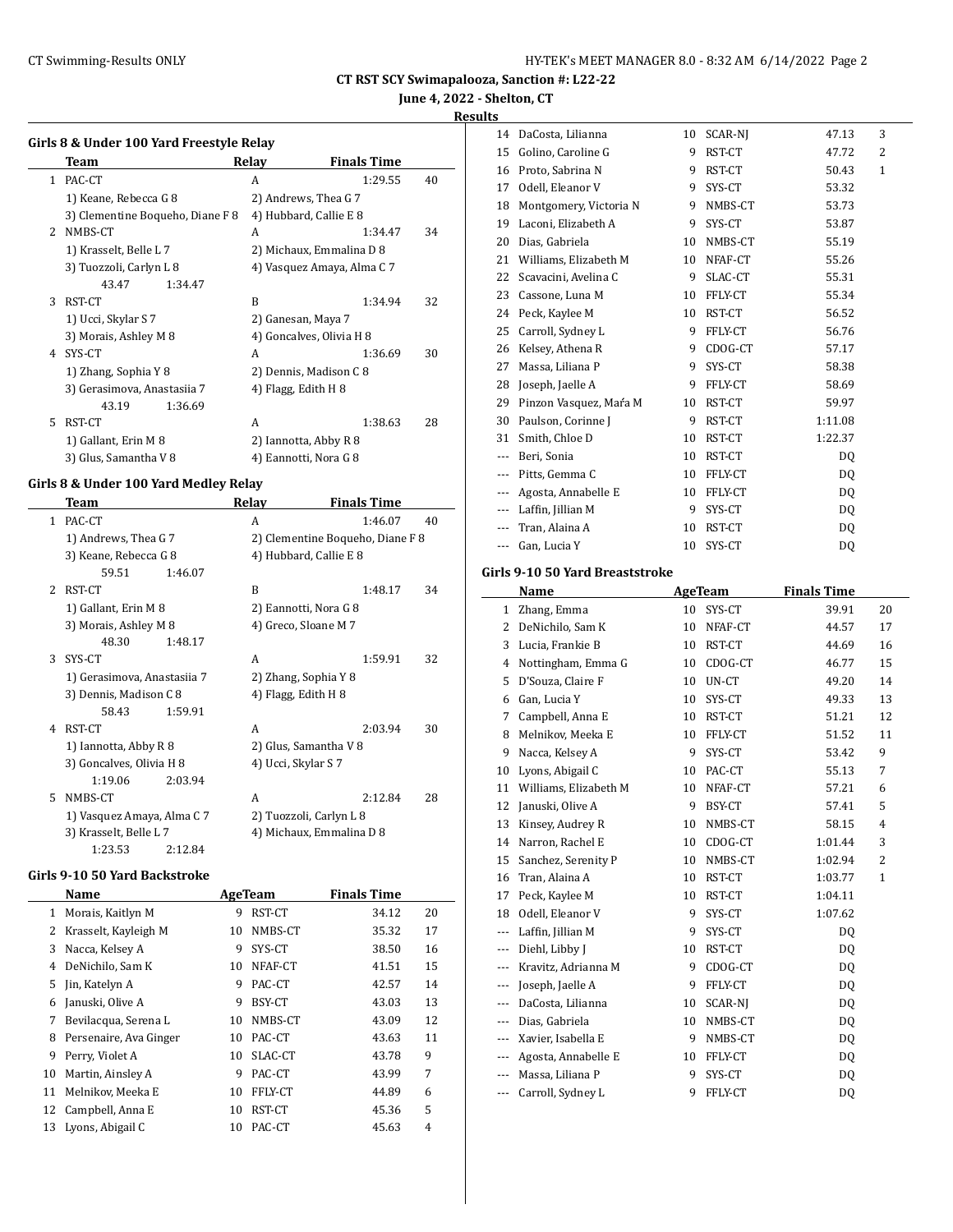## CT RST SCY Swimapalooza, Sanction #: L22-22

**June 4, 2022 - Shelton, CT**

**Results**

### Girls 8 & Under 100 Yard Freestyle Relay

| | Team | Relay | Finals Time | |
|---|---|---|---|---|
| 1 | PAC-CT | A | 1:29.55 | 40 |
| | 1) Keane, Rebecca G 8 | 2) Andrews, Thea G 7 | | |
| | 3) Clementine Boqueho, Diane F 8 | 4) Hubbard, Callie E 8 | | |
| 2 | NMBS-CT | A | 1:34.47 | 34 |
| | 1) Krasselt, Belle L 7 | 2) Michaux, Emmalina D 8 | | |
| | 3) Tuozzoli, Carlyn L 8 | 4) Vasquez Amaya, Alma C 7 | | |
| | 43.47 1:34.47 | | | |
| 3 | RST-CT | B | 1:34.94 | 32 |
| | 1) Ucci, Skylar S 7 | 2) Ganesan, Maya 7 | | |
| | 3) Morais, Ashley M 8 | 4) Goncalves, Olivia H 8 | | |
| 4 | SYS-CT | A | 1:36.69 | 30 |
| | 1) Zhang, Sophia Y 8 | 2) Dennis, Madison C 8 | | |
| | 3) Gerasimova, Anastasiia 7 | 4) Flagg, Edith H 8 | | |
| | 43.19 1:36.69 | | | |
| 5 | RST-CT | A | 1:38.63 | 28 |
| | 1) Gallant, Erin M 8 | 2) Iannotta, Abby R 8 | | |
| | 3) Glus, Samantha V 8 | 4) Eannotti, Nora G 8 | | |

### Girls 8 & Under 100 Yard Medley Relay

| | Team | Relay | Finals Time | |
|---|---|---|---|---|
| 1 | PAC-CT | A | 1:46.07 | 40 |
| | 1) Andrews, Thea G 7 | 2) Clementine Boqueho, Diane F 8 | | |
| | 3) Keane, Rebecca G 8 | 4) Hubbard, Callie E 8 | | |
| | 59.51 1:46.07 | | | |
| 2 | RST-CT | B | 1:48.17 | 34 |
| | 1) Gallant, Erin M 8 | 2) Eannotti, Nora G 8 | | |
| | 3) Morais, Ashley M 8 | 4) Greco, Sloane M 7 | | |
| | 48.30 1:48.17 | | | |
| 3 | SYS-CT | A | 1:59.91 | 32 |
| | 1) Gerasimova, Anastasiia 7 | 2) Zhang, Sophia Y 8 | | |
| | 3) Dennis, Madison C 8 | 4) Flagg, Edith H 8 | | |
| | 58.43 1:59.91 | | | |
| 4 | RST-CT | A | 2:03.94 | 30 |
| | 1) Iannotta, Abby R 8 | 2) Glus, Samantha V 8 | | |
| | 3) Goncalves, Olivia H 8 | 4) Ucci, Skylar S 7 | | |
| | 1:19.06 2:03.94 | | | |
| 5 | NMBS-CT | A | 2:12.84 | 28 |
| | 1) Vasquez Amaya, Alma C 7 | 2) Tuozzoli, Carlyn L 8 | | |
| | 3) Krasselt, Belle L 7 | 4) Michaux, Emmalina D 8 | | |
| | 1:23.53 2:12.84 | | | |

### Girls 9-10 50 Yard Backstroke

| | Name | Age | Team | Finals Time | |
|---|---|---|---|---|---|
| 1 | Morais, Kaitlyn M | 9 | RST-CT | 34.12 | 20 |
| 2 | Krasselt, Kayleigh M | 10 | NMBS-CT | 35.32 | 17 |
| 3 | Nacca, Kelsey A | 9 | SYS-CT | 38.50 | 16 |
| 4 | DeNichilo, Sam K | 10 | NFAF-CT | 41.51 | 15 |
| 5 | Jin, Katelyn A | 9 | PAC-CT | 42.57 | 14 |
| 6 | Januski, Olive A | 9 | BSY-CT | 43.03 | 13 |
| 7 | Bevilacqua, Serena L | 10 | NMBS-CT | 43.09 | 12 |
| 8 | Persenaire, Ava Ginger | 10 | PAC-CT | 43.63 | 11 |
| 9 | Perry, Violet A | 10 | SLAC-CT | 43.78 | 9 |
| 10 | Martin, Ainsley A | 9 | PAC-CT | 43.99 | 7 |
| 11 | Melnikov, Meeka E | 10 | FFLY-CT | 44.89 | 6 |
| 12 | Campbell, Anna E | 10 | RST-CT | 45.36 | 5 |
| 13 | Lyons, Abigail C | 10 | PAC-CT | 45.63 | 4 |
| 14 | DaCosta, Lilianna | 10 | SCAR-NJ | 47.13 | 3 |
| 15 | Golino, Caroline G | 9 | RST-CT | 47.72 | 2 |
| 16 | Proto, Sabrina N | 9 | RST-CT | 50.43 | 1 |
| 17 | Odell, Eleanor V | 9 | SYS-CT | 53.32 | |
| 18 | Montgomery, Victoria N | 9 | NMBS-CT | 53.73 | |
| 19 | Laconi, Elizabeth A | 9 | SYS-CT | 53.87 | |
| 20 | Dias, Gabriela | 10 | NMBS-CT | 55.19 | |
| 21 | Williams, Elizabeth M | 10 | NFAF-CT | 55.26 | |
| 22 | Scavacini, Avelina C | 9 | SLAC-CT | 55.31 | |
| 23 | Cassone, Luna M | 10 | FFLY-CT | 55.34 | |
| 24 | Peck, Kaylee M | 10 | RST-CT | 56.52 | |
| 25 | Carroll, Sydney L | 9 | FFLY-CT | 56.76 | |
| 26 | Kelsey, Athena R | 9 | CDOG-CT | 57.17 | |
| 27 | Massa, Liliana P | 9 | SYS-CT | 58.38 | |
| 28 | Joseph, Jaelle A | 9 | FFLY-CT | 58.69 | |
| 29 | Pinzon Vasquez, Maŕa M | 10 | RST-CT | 59.97 | |
| 30 | Paulson, Corinne J | 9 | RST-CT | 1:11.08 | |
| 31 | Smith, Chloe D | 10 | RST-CT | 1:22.37 | |
| --- | Beri, Sonia | 10 | RST-CT | DQ | |
| --- | Pitts, Gemma C | 10 | FFLY-CT | DQ | |
| --- | Agosta, Annabelle E | 10 | FFLY-CT | DQ | |
| --- | Laffin, Jillian M | 9 | SYS-CT | DQ | |
| --- | Tran, Alaina A | 10 | RST-CT | DQ | |
| --- | Gan, Lucia Y | 10 | SYS-CT | DQ | |

### Girls 9-10 50 Yard Breaststroke

| | Name | Age | Team | Finals Time | |
|---|---|---|---|---|---|
| 1 | Zhang, Emma | 10 | SYS-CT | 39.91 | 20 |
| 2 | DeNichilo, Sam K | 10 | NFAF-CT | 44.57 | 17 |
| 3 | Lucia, Frankie B | 10 | RST-CT | 44.69 | 16 |
| 4 | Nottingham, Emma G | 10 | CDOG-CT | 46.77 | 15 |
| 5 | D'Souza, Claire F | 10 | UN-CT | 49.20 | 14 |
| 6 | Gan, Lucia Y | 10 | SYS-CT | 49.33 | 13 |
| 7 | Campbell, Anna E | 10 | RST-CT | 51.21 | 12 |
| 8 | Melnikov, Meeka E | 10 | FFLY-CT | 51.52 | 11 |
| 9 | Nacca, Kelsey A | 9 | SYS-CT | 53.42 | 9 |
| 10 | Lyons, Abigail C | 10 | PAC-CT | 55.13 | 7 |
| 11 | Williams, Elizabeth M | 10 | NFAF-CT | 57.21 | 6 |
| 12 | Januski, Olive A | 9 | BSY-CT | 57.41 | 5 |
| 13 | Kinsey, Audrey R | 10 | NMBS-CT | 58.15 | 4 |
| 14 | Narron, Rachel E | 10 | CDOG-CT | 1:01.44 | 3 |
| 15 | Sanchez, Serenity P | 10 | NMBS-CT | 1:02.94 | 2 |
| 16 | Tran, Alaina A | 10 | RST-CT | 1:03.77 | 1 |
| 17 | Peck, Kaylee M | 10 | RST-CT | 1:04.11 | |
| 18 | Odell, Eleanor V | 9 | SYS-CT | 1:07.62 | |
| --- | Laffin, Jillian M | 9 | SYS-CT | DQ | |
| --- | Diehl, Libby J | 10 | RST-CT | DQ | |
| --- | Kravitz, Adrianna M | 9 | CDOG-CT | DQ | |
| --- | Joseph, Jaelle A | 9 | FFLY-CT | DQ | |
| --- | DaCosta, Lilianna | 10 | SCAR-NJ | DQ | |
| --- | Dias, Gabriela | 10 | NMBS-CT | DQ | |
| --- | Xavier, Isabella E | 9 | NMBS-CT | DQ | |
| --- | Agosta, Annabelle E | 10 | FFLY-CT | DQ | |
| --- | Massa, Liliana P | 9 | SYS-CT | DQ | |
| --- | Carroll, Sydney L | 9 | FFLY-CT | DQ | |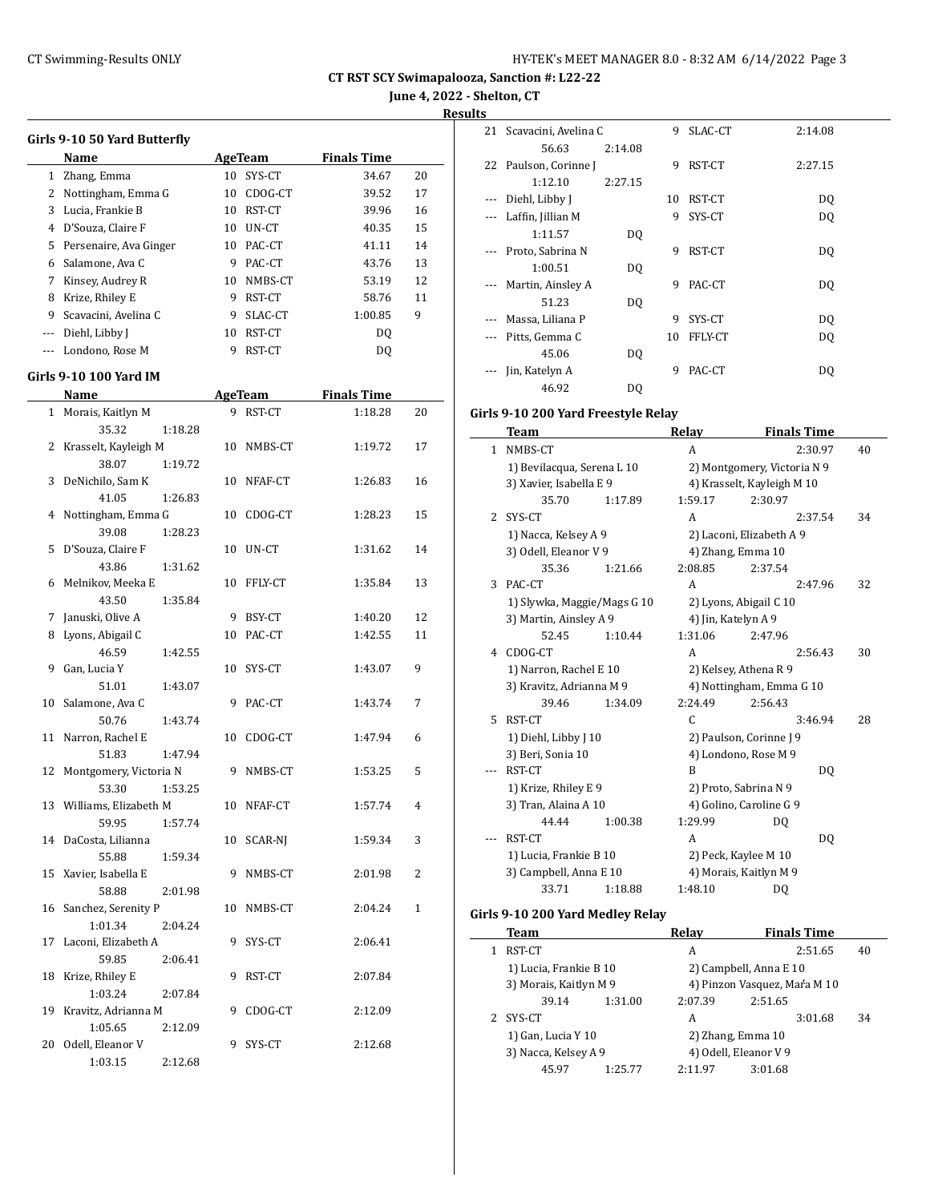# CT RST SCY Swimapalooza, Sanction #: L22-22

**June 4, 2022 - Shelton, CT**

**Results**

### Girls 9-10 50 Yard Butterfly

| | Name | Age | Team | Finals Time | |
|---|---|---|---|---|---|
| 1 | Zhang, Emma | 10 | SYS-CT | 34.67 | 20 |
| 2 | Nottingham, Emma G | 10 | CDOG-CT | 39.52 | 17 |
| 3 | Lucia, Frankie B | 10 | RST-CT | 39.96 | 16 |
| 4 | D'Souza, Claire F | 10 | UN-CT | 40.35 | 15 |
| 5 | Persenaire, Ava Ginger | 10 | PAC-CT | 41.11 | 14 |
| 6 | Salamone, Ava C | 9 | PAC-CT | 43.76 | 13 |
| 7 | Kinsey, Audrey R | 10 | NMBS-CT | 53.19 | 12 |
| 8 | Krize, Rhiley E | 9 | RST-CT | 58.76 | 11 |
| 9 | Scavacini, Avelina C | 9 | SLAC-CT | 1:00.85 | 9 |
| --- | Diehl, Libby J | 10 | RST-CT | DQ | |
| --- | Londono, Rose M | 9 | RST-CT | DQ | |

### Girls 9-10 100 Yard IM

| | Name | Age | Team | Finals Time | |
|---|---|---|---|---|---|
| 1 | Morais, Kaitlyn M | 9 | RST-CT | 1:18.28 | 20 |
| | 35.32 &nbsp; 1:18.28 | | | | |
| 2 | Krasselt, Kayleigh M | 10 | NMBS-CT | 1:19.72 | 17 |
| | 38.07 &nbsp; 1:19.72 | | | | |
| 3 | DeNichilo, Sam K | 10 | NFAF-CT | 1:26.83 | 16 |
| | 41.05 &nbsp; 1:26.83 | | | | |
| 4 | Nottingham, Emma G | 10 | CDOG-CT | 1:28.23 | 15 |
| | 39.08 &nbsp; 1:28.23 | | | | |
| 5 | D'Souza, Claire F | 10 | UN-CT | 1:31.62 | 14 |
| | 43.86 &nbsp; 1:31.62 | | | | |
| 6 | Melnikov, Meeka E | 10 | FFLY-CT | 1:35.84 | 13 |
| | 43.50 &nbsp; 1:35.84 | | | | |
| 7 | Januski, Olive A | 9 | BSY-CT | 1:40.20 | 12 |
| 8 | Lyons, Abigail C | 10 | PAC-CT | 1:42.55 | 11 |
| | 46.59 &nbsp; 1:42.55 | | | | |
| 9 | Gan, Lucia Y | 10 | SYS-CT | 1:43.07 | 9 |
| | 51.01 &nbsp; 1:43.07 | | | | |
| 10 | Salamone, Ava C | 9 | PAC-CT | 1:43.74 | 7 |
| | 50.76 &nbsp; 1:43.74 | | | | |
| 11 | Narron, Rachel E | 10 | CDOG-CT | 1:47.94 | 6 |
| | 51.83 &nbsp; 1:47.94 | | | | |
| 12 | Montgomery, Victoria N | 9 | NMBS-CT | 1:53.25 | 5 |
| | 53.30 &nbsp; 1:53.25 | | | | |
| 13 | Williams, Elizabeth M | 10 | NFAF-CT | 1:57.74 | 4 |
| | 59.95 &nbsp; 1:57.74 | | | | |
| 14 | DaCosta, Lilianna | 10 | SCAR-NJ | 1:59.34 | 3 |
| | 55.88 &nbsp; 1:59.34 | | | | |
| 15 | Xavier, Isabella E | 9 | NMBS-CT | 2:01.98 | 2 |
| | 58.88 &nbsp; 2:01.98 | | | | |
| 16 | Sanchez, Serenity P | 10 | NMBS-CT | 2:04.24 | 1 |
| | 1:01.34 &nbsp; 2:04.24 | | | | |
| 17 | Laconi, Elizabeth A | 9 | SYS-CT | 2:06.41 | |
| | 59.85 &nbsp; 2:06.41 | | | | |
| 18 | Krize, Rhiley E | 9 | RST-CT | 2:07.84 | |
| | 1:03.24 &nbsp; 2:07.84 | | | | |
| 19 | Kravitz, Adrianna M | 9 | CDOG-CT | 2:12.09 | |
| | 1:05.65 &nbsp; 2:12.09 | | | | |
| 20 | Odell, Eleanor V | 9 | SYS-CT | 2:12.68 | |
| | 1:03.15 &nbsp; 2:12.68 | | | | |
| 21 | Scavacini, Avelina C | 9 | SLAC-CT | 2:14.08 | |
| | 56.63 &nbsp; 2:14.08 | | | | |
| 22 | Paulson, Corinne J | 9 | RST-CT | 2:27.15 | |
| | 1:12.10 &nbsp; 2:27.15 | | | | |
| --- | Diehl, Libby J | 10 | RST-CT | DQ | |
| --- | Laffin, Jillian M | 9 | SYS-CT | DQ | |
| | 1:11.57 &nbsp; DQ | | | | |
| --- | Proto, Sabrina N | 9 | RST-CT | DQ | |
| | 1:00.51 &nbsp; DQ | | | | |
| --- | Martin, Ainsley A | 9 | PAC-CT | DQ | |
| | 51.23 &nbsp; DQ | | | | |
| --- | Massa, Liliana P | 9 | SYS-CT | DQ | |
| --- | Pitts, Gemma C | 10 | FFLY-CT | DQ | |
| | 45.06 &nbsp; DQ | | | | |
| --- | Jin, Katelyn A | 9 | PAC-CT | DQ | |
| | 46.92 &nbsp; DQ | | | | |

### Girls 9-10 200 Yard Freestyle Relay

| | Team | Relay | Finals Time | |
|---|---|---|---|---|
| 1 | NMBS-CT | A | 2:30.97 | 40 |
| | 1) Bevilacqua, Serena L 10; 2) Montgomery, Victoria N 9; 3) Xavier, Isabella E 9; 4) Krasselt, Kayleigh M 10 | | | |
| | 35.70 &nbsp; 1:17.89 &nbsp; 1:59.17 &nbsp; 2:30.97 | | | |
| 2 | SYS-CT | A | 2:37.54 | 34 |
| | 1) Nacca, Kelsey A 9; 2) Laconi, Elizabeth A 9; 3) Odell, Eleanor V 9; 4) Zhang, Emma 10 | | | |
| | 35.36 &nbsp; 1:21.66 &nbsp; 2:08.85 &nbsp; 2:37.54 | | | |
| 3 | PAC-CT | A | 2:47.96 | 32 |
| | 1) Slywka, Maggie/Mags G 10; 2) Lyons, Abigail C 10; 3) Martin, Ainsley A 9; 4) Jin, Katelyn A 9 | | | |
| | 52.45 &nbsp; 1:10.44 &nbsp; 1:31.06 &nbsp; 2:47.96 | | | |
| 4 | CDOG-CT | A | 2:56.43 | 30 |
| | 1) Narron, Rachel E 10; 2) Kelsey, Athena R 9; 3) Kravitz, Adrianna M 9; 4) Nottingham, Emma G 10 | | | |
| | 39.46 &nbsp; 1:34.09 &nbsp; 2:24.49 &nbsp; 2:56.43 | | | |
| 5 | RST-CT | C | 3:46.94 | 28 |
| | 1) Diehl, Libby J 10; 2) Paulson, Corinne J 9; 3) Beri, Sonia 10; 4) Londono, Rose M 9 | | | |
| --- | RST-CT | B | DQ | |
| | 1) Krize, Rhiley E 9; 2) Proto, Sabrina N 9; 3) Tran, Alaina A 10; 4) Golino, Caroline G 9 | | | |
| | 44.44 &nbsp; 1:00.38 &nbsp; 1:29.99 &nbsp; DQ | | | |
| --- | RST-CT | A | DQ | |
| | 1) Lucia, Frankie B 10; 2) Peck, Kaylee M 10; 3) Campbell, Anna E 10; 4) Morais, Kaitlyn M 9 | | | |
| | 33.71 &nbsp; 1:18.88 &nbsp; 1:48.10 &nbsp; DQ | | | |

### Girls 9-10 200 Yard Medley Relay

| | Team | Relay | Finals Time | |
|---|---|---|---|---|
| 1 | RST-CT | A | 2:51.65 | 40 |
| | 1) Lucia, Frankie B 10; 2) Campbell, Anna E 10; 3) Morais, Kaitlyn M 9; 4) Pinzon Vasquez, Maŕa M 10 | | | |
| | 39.14 &nbsp; 1:31.00 &nbsp; 2:07.39 &nbsp; 2:51.65 | | | |
| 2 | SYS-CT | A | 3:01.68 | 34 |
| | 1) Gan, Lucia Y 10; 2) Zhang, Emma 10; 3) Nacca, Kelsey A 9; 4) Odell, Eleanor V 9 | | | |
| | 45.97 &nbsp; 1:25.77 &nbsp; 2:11.97 &nbsp; 3:01.68 | | | |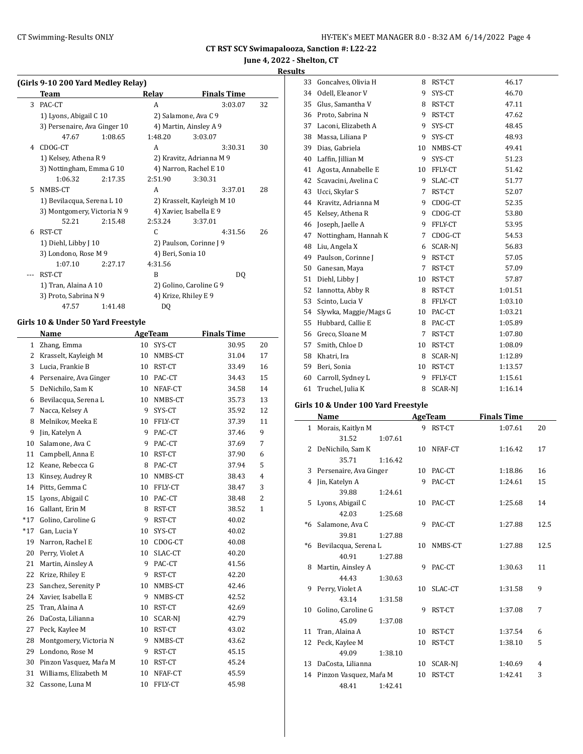CT RST SCY Swimapalooza, Sanction #: L22-22

June 4, 2022 - Shelton, CT

**Results**

### (Girls 9-10 200 Yard Medley Relay)

| | Team | Relay | Finals Time | |
|---|---|---|---|---|
| 3 | PAC-CT | A | 3:03.07 | 32 |
| | 1) Lyons, Abigail C 10 | 2) Salamone, Ava C 9 | | |
| | 3) Persenaire, Ava Ginger 10 | 4) Martin, Ainsley A 9 | | |
| | 47.67 1:08.65 | 1:48.20 3:03.07 | | |
| 4 | CDOG-CT | A | 3:30.31 | 30 |
| | 1) Kelsey, Athena R 9 | 2) Kravitz, Adrianna M 9 | | |
| | 3) Nottingham, Emma G 10 | 4) Narron, Rachel E 10 | | |
| | 1:06.32 2:17.35 | 2:51.90 3:30.31 | | |
| 5 | NMBS-CT | A | 3:37.01 | 28 |
| | 1) Bevilacqua, Serena L 10 | 2) Krasselt, Kayleigh M 10 | | |
| | 3) Montgomery, Victoria N 9 | 4) Xavier, Isabella E 9 | | |
| | 52.21 2:15.48 | 2:53.24 3:37.01 | | |
| 6 | RST-CT | C | 4:31.56 | 26 |
| | 1) Diehl, Libby J 10 | 2) Paulson, Corinne J 9 | | |
| | 3) Londono, Rose M 9 | 4) Beri, Sonia 10 | | |
| | 1:07.10 2:27.17 | 4:31.56 | | |
| --- | RST-CT | B | DQ | |
| | 1) Tran, Alaina A 10 | 2) Golino, Caroline G 9 | | |
| | 3) Proto, Sabrina N 9 | 4) Krize, Rhiley E 9 | | |
| | 47.57 1:41.48 | DQ | | |

### Girls 10 & Under 50 Yard Freestyle

| | Name | Age | Team | Finals Time | |
|---|---|---|---|---|---|
| 1 | Zhang, Emma | 10 | SYS-CT | 30.95 | 20 |
| 2 | Krasselt, Kayleigh M | 10 | NMBS-CT | 31.04 | 17 |
| 3 | Lucia, Frankie B | 10 | RST-CT | 33.49 | 16 |
| 4 | Persenaire, Ava Ginger | 10 | PAC-CT | 34.43 | 15 |
| 5 | DeNichilo, Sam K | 10 | NFAF-CT | 34.58 | 14 |
| 6 | Bevilacqua, Serena L | 10 | NMBS-CT | 35.73 | 13 |
| 7 | Nacca, Kelsey A | 9 | SYS-CT | 35.92 | 12 |
| 8 | Melnikov, Meeka E | 10 | FFLY-CT | 37.39 | 11 |
| 9 | Jin, Katelyn A | 9 | PAC-CT | 37.46 | 9 |
| 10 | Salamone, Ava C | 9 | PAC-CT | 37.69 | 7 |
| 11 | Campbell, Anna E | 10 | RST-CT | 37.90 | 6 |
| 12 | Keane, Rebecca G | 8 | PAC-CT | 37.94 | 5 |
| 13 | Kinsey, Audrey R | 10 | NMBS-CT | 38.43 | 4 |
| 14 | Pitts, Gemma C | 10 | FFLY-CT | 38.47 | 3 |
| 15 | Lyons, Abigail C | 10 | PAC-CT | 38.48 | 2 |
| 16 | Gallant, Erin M | 8 | RST-CT | 38.52 | 1 |
| *17 | Golino, Caroline G | 9 | RST-CT | 40.02 | |
| *17 | Gan, Lucia Y | 10 | SYS-CT | 40.02 | |
| 19 | Narron, Rachel E | 10 | CDOG-CT | 40.08 | |
| 20 | Perry, Violet A | 10 | SLAC-CT | 40.20 | |
| 21 | Martin, Ainsley A | 9 | PAC-CT | 41.56 | |
| 22 | Krize, Rhiley E | 9 | RST-CT | 42.20 | |
| 23 | Sanchez, Serenity P | 10 | NMBS-CT | 42.46 | |
| 24 | Xavier, Isabella E | 9 | NMBS-CT | 42.52 | |
| 25 | Tran, Alaina A | 10 | RST-CT | 42.69 | |
| 26 | DaCosta, Lilianna | 10 | SCAR-NJ | 42.79 | |
| 27 | Peck, Kaylee M | 10 | RST-CT | 43.02 | |
| 28 | Montgomery, Victoria N | 9 | NMBS-CT | 43.62 | |
| 29 | Londono, Rose M | 9 | RST-CT | 45.15 | |
| 30 | Pinzon Vasquez, Mańa M | 10 | RST-CT | 45.24 | |
| 31 | Williams, Elizabeth M | 10 | NFAF-CT | 45.59 | |
| 32 | Cassone, Luna M | 10 | FFLY-CT | 45.98 | |
| 33 | Goncalves, Olivia H | 8 | RST-CT | 46.17 | |
| 34 | Odell, Eleanor V | 9 | SYS-CT | 46.70 | |
| 35 | Glus, Samantha V | 8 | RST-CT | 47.11 | |
| 36 | Proto, Sabrina N | 9 | RST-CT | 47.62 | |
| 37 | Laconi, Elizabeth A | 9 | SYS-CT | 48.45 | |
| 38 | Massa, Liliana P | 9 | SYS-CT | 48.93 | |
| 39 | Dias, Gabriela | 10 | NMBS-CT | 49.41 | |
| 40 | Laffin, Jillian M | 9 | SYS-CT | 51.23 | |
| 41 | Agosta, Annabelle E | 10 | FFLY-CT | 51.42 | |
| 42 | Scavacini, Avelina C | 9 | SLAC-CT | 51.77 | |
| 43 | Ucci, Skylar S | 7 | RST-CT | 52.07 | |
| 44 | Kravitz, Adrianna M | 9 | CDOG-CT | 52.35 | |
| 45 | Kelsey, Athena R | 9 | CDOG-CT | 53.80 | |
| 46 | Joseph, Jaelle A | 9 | FFLY-CT | 53.95 | |
| 47 | Nottingham, Hannah K | 7 | CDOG-CT | 54.53 | |
| 48 | Liu, Angela X | 6 | SCAR-NJ | 56.83 | |
| 49 | Paulson, Corinne J | 9 | RST-CT | 57.05 | |
| 50 | Ganesan, Maya | 7 | RST-CT | 57.09 | |
| 51 | Diehl, Libby J | 10 | RST-CT | 57.87 | |
| 52 | Iannotta, Abby R | 8 | RST-CT | 1:01.51 | |
| 53 | Scinto, Lucia V | 8 | FFLY-CT | 1:03.10 | |
| 54 | Slywka, Maggie/Mags G | 10 | PAC-CT | 1:03.21 | |
| 55 | Hubbard, Callie E | 8 | PAC-CT | 1:05.89 | |
| 56 | Greco, Sloane M | 7 | RST-CT | 1:07.80 | |
| 57 | Smith, Chloe D | 10 | RST-CT | 1:08.09 | |
| 58 | Khatri, Ira | 8 | SCAR-NJ | 1:12.89 | |
| 59 | Beri, Sonia | 10 | RST-CT | 1:13.57 | |
| 60 | Carroll, Sydney L | 9 | FFLY-CT | 1:15.61 | |
| 61 | Truchel, Julia K | 8 | SCAR-NJ | 1:16.14 | |

### Girls 10 & Under 100 Yard Freestyle

| | Name | Age | Team | Finals Time | |
|---|---|---|---|---|---|
| 1 | Morais, Kaitlyn M | 9 | RST-CT | 1:07.61 | 20 |
| | 31.52 1:07.61 | | | | |
| 2 | DeNichilo, Sam K | 10 | NFAF-CT | 1:16.42 | 17 |
| | 35.71 1:16.42 | | | | |
| 3 | Persenaire, Ava Ginger | 10 | PAC-CT | 1:18.86 | 16 |
| 4 | Jin, Katelyn A | 9 | PAC-CT | 1:24.61 | 15 |
| | 39.88 1:24.61 | | | | |
| 5 | Lyons, Abigail C | 10 | PAC-CT | 1:25.68 | 14 |
| | 42.03 1:25.68 | | | | |
| *6 | Salamone, Ava C | 9 | PAC-CT | 1:27.88 | 12.5 |
| | 39.81 1:27.88 | | | | |
| *6 | Bevilacqua, Serena L | 10 | NMBS-CT | 1:27.88 | 12.5 |
| | 40.91 1:27.88 | | | | |
| 8 | Martin, Ainsley A | 9 | PAC-CT | 1:30.63 | 11 |
| | 44.43 1:30.63 | | | | |
| 9 | Perry, Violet A | 10 | SLAC-CT | 1:31.58 | 9 |
| | 43.14 1:31.58 | | | | |
| 10 | Golino, Caroline G | 9 | RST-CT | 1:37.08 | 7 |
| | 45.09 1:37.08 | | | | |
| 11 | Tran, Alaina A | 10 | RST-CT | 1:37.54 | 6 |
| 12 | Peck, Kaylee M | 10 | RST-CT | 1:38.10 | 5 |
| | 49.09 1:38.10 | | | | |
| 13 | DaCosta, Lilianna | 10 | SCAR-NJ | 1:40.69 | 4 |
| 14 | Pinzon Vasquez, Mańa M | 10 | RST-CT | 1:42.41 | 3 |
| | 48.41 1:42.41 | | | | |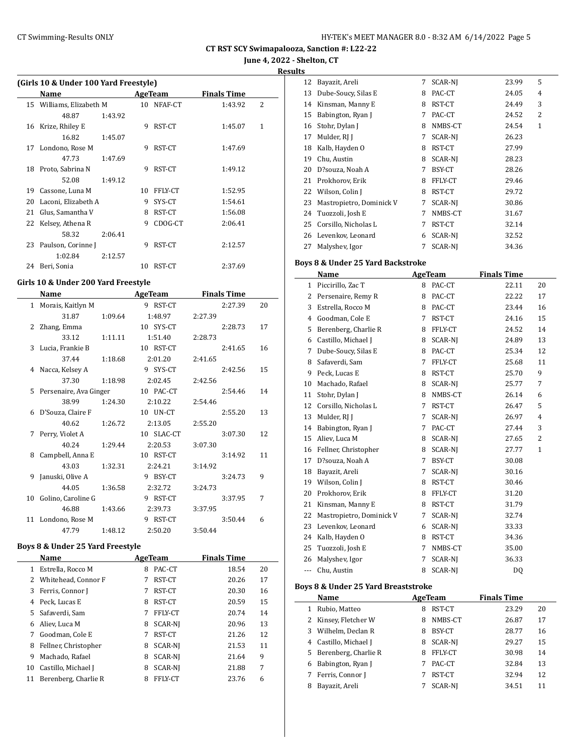**CT RST SCY Swimapalooza, Sanction #: L22-22**

**June 4, 2022 - Shelton, CT**

**Results**

### (Girls 10 & Under 100 Yard Freestyle)

| | Name | Age | Team | Finals Time | |
|---|---|---|---|---|---|
| 15 | Williams, Elizabeth M | 10 | NFAF-CT | 1:43.92 | 2 |
| | 48.87 1:43.92 | | | | |
| 16 | Krize, Rhiley E | 9 | RST-CT | 1:45.07 | 1 |
| | 16.82 1:45.07 | | | | |
| 17 | Londono, Rose M | 9 | RST-CT | 1:47.69 | |
| | 47.73 1:47.69 | | | | |
| 18 | Proto, Sabrina N | 9 | RST-CT | 1:49.12 | |
| | 52.08 1:49.12 | | | | |
| 19 | Cassone, Luna M | 10 | FFLY-CT | 1:52.95 | |
| 20 | Laconi, Elizabeth A | 9 | SYS-CT | 1:54.61 | |
| 21 | Glus, Samantha V | 8 | RST-CT | 1:56.08 | |
| 22 | Kelsey, Athena R | 9 | CDOG-CT | 2:06.41 | |
| | 58.32 2:06.41 | | | | |
| 23 | Paulson, Corinne J | 9 | RST-CT | 2:12.57 | |
| | 1:02.84 2:12.57 | | | | |
| 24 | Beri, Sonia | 10 | RST-CT | 2:37.69 | |

### Girls 10 & Under 200 Yard Freestyle

| | Name | Age | Team | Finals Time | |
|---|---|---|---|---|---|
| 1 | Morais, Kaitlyn M | 9 | RST-CT | 2:27.39 | 20 |
| | 31.87 1:09.64 1:48.97 2:27.39 | | | | |
| 2 | Zhang, Emma | 10 | SYS-CT | 2:28.73 | 17 |
| | 33.12 1:11.11 1:51.40 2:28.73 | | | | |
| 3 | Lucia, Frankie B | 10 | RST-CT | 2:41.65 | 16 |
| | 37.44 1:18.68 2:01.20 2:41.65 | | | | |
| 4 | Nacca, Kelsey A | 9 | SYS-CT | 2:42.56 | 15 |
| | 37.30 1:18.98 2:02.45 2:42.56 | | | | |
| 5 | Persenaire, Ava Ginger | 10 | PAC-CT | 2:54.46 | 14 |
| | 38.99 1:24.30 2:10.22 2:54.46 | | | | |
| 6 | D'Souza, Claire F | 10 | UN-CT | 2:55.20 | 13 |
| | 40.62 1:26.72 2:13.05 2:55.20 | | | | |
| 7 | Perry, Violet A | 10 | SLAC-CT | 3:07.30 | 12 |
| | 40.24 1:29.44 2:20.53 3:07.30 | | | | |
| 8 | Campbell, Anna E | 10 | RST-CT | 3:14.92 | 11 |
| | 43.03 1:32.31 2:24.21 3:14.92 | | | | |
| 9 | Januski, Olive A | 9 | BSY-CT | 3:24.73 | 9 |
| | 44.05 1:36.58 2:32.72 3:24.73 | | | | |
| 10 | Golino, Caroline G | 9 | RST-CT | 3:37.95 | 7 |
| | 46.88 1:43.66 2:39.73 3:37.95 | | | | |
| 11 | Londono, Rose M | 9 | RST-CT | 3:50.44 | 6 |
| | 47.79 1:48.12 2:50.20 3:50.44 | | | | |

### Boys 8 & Under 25 Yard Freestyle

| | Name | Age | Team | Finals Time | |
|---|---|---|---|---|---|
| 1 | Estrella, Rocco M | 8 | PAC-CT | 18.54 | 20 |
| 2 | Whitehead, Connor F | 7 | RST-CT | 20.26 | 17 |
| 3 | Ferris, Connor J | 7 | RST-CT | 20.30 | 16 |
| 4 | Peck, Lucas E | 8 | RST-CT | 20.59 | 15 |
| 5 | Safaverdi, Sam | 7 | FFLY-CT | 20.74 | 14 |
| 6 | Aliev, Luca M | 8 | SCAR-NJ | 20.96 | 13 |
| 7 | Goodman, Cole E | 7 | RST-CT | 21.26 | 12 |
| 8 | Fellner, Christopher | 8 | SCAR-NJ | 21.53 | 11 |
| 9 | Machado, Rafael | 8 | SCAR-NJ | 21.64 | 9 |
| 10 | Castillo, Michael J | 8 | SCAR-NJ | 21.88 | 7 |
| 11 | Berenberg, Charlie R | 8 | FFLY-CT | 23.76 | 6 |
| 12 | Bayazit, Areli | 7 | SCAR-NJ | 23.99 | 5 |
| 13 | Dube-Soucy, Silas E | 8 | PAC-CT | 24.05 | 4 |
| 14 | Kinsman, Manny E | 8 | RST-CT | 24.49 | 3 |
| 15 | Babington, Ryan J | 7 | PAC-CT | 24.52 | 2 |
| 16 | Stohr, Dylan J | 8 | NMBS-CT | 24.54 | 1 |
| 17 | Mulder, RJ J | 7 | SCAR-NJ | 26.23 | |
| 18 | Kalb, Hayden O | 8 | RST-CT | 27.99 | |
| 19 | Chu, Austin | 8 | SCAR-NJ | 28.23 | |
| 20 | D?souza, Noah A | 7 | BSY-CT | 28.26 | |
| 21 | Prokhorov, Erik | 8 | FFLY-CT | 29.46 | |
| 22 | Wilson, Colin J | 8 | RST-CT | 29.72 | |
| 23 | Mastropietro, Dominick V | 7 | SCAR-NJ | 30.86 | |
| 24 | Tuozzoli, Josh E | 7 | NMBS-CT | 31.67 | |
| 25 | Corsillo, Nicholas L | 7 | RST-CT | 32.14 | |
| 26 | Levenkov, Leonard | 6 | SCAR-NJ | 32.52 | |
| 27 | Malyshev, Igor | 7 | SCAR-NJ | 34.36 | |

### Boys 8 & Under 25 Yard Backstroke

| | Name | Age | Team | Finals Time | |
|---|---|---|---|---|---|
| 1 | Piccirillo, Zac T | 8 | PAC-CT | 22.11 | 20 |
| 2 | Persenaire, Remy R | 8 | PAC-CT | 22.22 | 17 |
| 3 | Estrella, Rocco M | 8 | PAC-CT | 23.44 | 16 |
| 4 | Goodman, Cole E | 7 | RST-CT | 24.16 | 15 |
| 5 | Berenberg, Charlie R | 8 | FFLY-CT | 24.52 | 14 |
| 6 | Castillo, Michael J | 8 | SCAR-NJ | 24.89 | 13 |
| 7 | Dube-Soucy, Silas E | 8 | PAC-CT | 25.34 | 12 |
| 8 | Safaverdi, Sam | 7 | FFLY-CT | 25.68 | 11 |
| 9 | Peck, Lucas E | 8 | RST-CT | 25.70 | 9 |
| 10 | Machado, Rafael | 8 | SCAR-NJ | 25.77 | 7 |
| 11 | Stohr, Dylan J | 8 | NMBS-CT | 26.14 | 6 |
| 12 | Corsillo, Nicholas L | 7 | RST-CT | 26.47 | 5 |
| 13 | Mulder, RJ J | 7 | SCAR-NJ | 26.97 | 4 |
| 14 | Babington, Ryan J | 7 | PAC-CT | 27.44 | 3 |
| 15 | Aliev, Luca M | 8 | SCAR-NJ | 27.65 | 2 |
| 16 | Fellner, Christopher | 8 | SCAR-NJ | 27.77 | 1 |
| 17 | D?souza, Noah A | 7 | BSY-CT | 30.08 | |
| 18 | Bayazit, Areli | 7 | SCAR-NJ | 30.16 | |
| 19 | Wilson, Colin J | 8 | RST-CT | 30.46 | |
| 20 | Prokhorov, Erik | 8 | FFLY-CT | 31.20 | |
| 21 | Kinsman, Manny E | 8 | RST-CT | 31.79 | |
| 22 | Mastropietro, Dominick V | 7 | SCAR-NJ | 32.74 | |
| 23 | Levenkov, Leonard | 6 | SCAR-NJ | 33.33 | |
| 24 | Kalb, Hayden O | 8 | RST-CT | 34.36 | |
| 25 | Tuozzoli, Josh E | 7 | NMBS-CT | 35.00 | |
| 26 | Malyshev, Igor | 7 | SCAR-NJ | 36.33 | |
| --- | Chu, Austin | 8 | SCAR-NJ | DQ | |

### Boys 8 & Under 25 Yard Breaststroke

| | Name | Age | Team | Finals Time | |
|---|---|---|---|---|---|
| 1 | Rubio, Matteo | 8 | RST-CT | 23.29 | 20 |
| 2 | Kinsey, Fletcher W | 8 | NMBS-CT | 26.87 | 17 |
| 3 | Wilhelm, Declan R | 8 | BSY-CT | 28.77 | 16 |
| 4 | Castillo, Michael J | 8 | SCAR-NJ | 29.27 | 15 |
| 5 | Berenberg, Charlie R | 8 | FFLY-CT | 30.98 | 14 |
| 6 | Babington, Ryan J | 7 | PAC-CT | 32.84 | 13 |
| 7 | Ferris, Connor J | 7 | RST-CT | 32.94 | 12 |
| 8 | Bayazit, Areli | 7 | SCAR-NJ | 34.51 | 11 |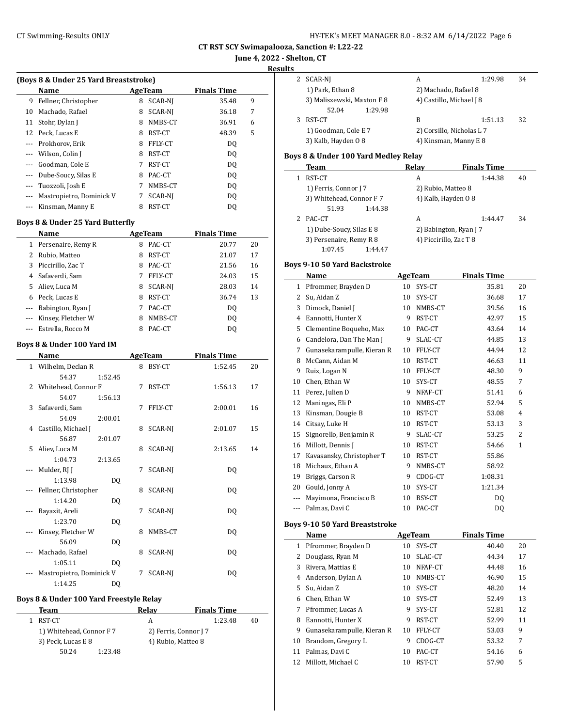## CT RST SCY Swimapalooza, Sanction #: L22-22

**June 4, 2022 - Shelton, CT**

**Results**

### (Boys 8 & Under 25 Yard Breaststroke)

| | Name | Age | Team | Finals Time | |
|---|---|---|---|---|---|
| 9 | Fellner, Christopher | 8 | SCAR-NJ | 35.48 | 9 |
| 10 | Machado, Rafael | 8 | SCAR-NJ | 36.18 | 7 |
| 11 | Stohr, Dylan J | 8 | NMBS-CT | 36.91 | 6 |
| 12 | Peck, Lucas E | 8 | RST-CT | 48.39 | 5 |
| --- | Prokhorov, Erik | 8 | FFLY-CT | DQ | |
| --- | Wilson, Colin J | 8 | RST-CT | DQ | |
| --- | Goodman, Cole E | 7 | RST-CT | DQ | |
| --- | Dube-Soucy, Silas E | 8 | PAC-CT | DQ | |
| --- | Tuozzoli, Josh E | 7 | NMBS-CT | DQ | |
| --- | Mastropietro, Dominick V | 7 | SCAR-NJ | DQ | |
| --- | Kinsman, Manny E | 8 | RST-CT | DQ | |

### Boys 8 & Under 25 Yard Butterfly

| | Name | Age | Team | Finals Time | |
|---|---|---|---|---|---|
| 1 | Persenaire, Remy R | 8 | PAC-CT | 20.77 | 20 |
| 2 | Rubio, Matteo | 8 | RST-CT | 21.07 | 17 |
| 3 | Piccirillo, Zac T | 8 | PAC-CT | 21.56 | 16 |
| 4 | Safaverdi, Sam | 7 | FFLY-CT | 24.03 | 15 |
| 5 | Aliev, Luca M | 8 | SCAR-NJ | 28.03 | 14 |
| 6 | Peck, Lucas E | 8 | RST-CT | 36.74 | 13 |
| --- | Babington, Ryan J | 7 | PAC-CT | DQ | |
| --- | Kinsey, Fletcher W | 8 | NMBS-CT | DQ | |
| --- | Estrella, Rocco M | 8 | PAC-CT | DQ | |

### Boys 8 & Under 100 Yard IM

| | Name | Age | Team | Finals Time | |
|---|---|---|---|---|---|
| 1 | Wilhelm, Declan R | 8 | BSY-CT | 1:52.45 | 20 |
| | 54.37 1:52.45 | | | | |
| 2 | Whitehead, Connor F | 7 | RST-CT | 1:56.13 | 17 |
| | 54.07 1:56.13 | | | | |
| 3 | Safaverdi, Sam | 7 | FFLY-CT | 2:00.01 | 16 |
| | 54.09 2:00.01 | | | | |
| 4 | Castillo, Michael J | 8 | SCAR-NJ | 2:01.07 | 15 |
| | 56.87 2:01.07 | | | | |
| 5 | Aliev, Luca M | 8 | SCAR-NJ | 2:13.65 | 14 |
| | 1:04.73 2:13.65 | | | | |
| --- | Mulder, RJ J | 7 | SCAR-NJ | DQ | |
| | 1:13.98 DQ | | | | |
| --- | Fellner, Christopher | 8 | SCAR-NJ | DQ | |
| | 1:14.20 DQ | | | | |
| --- | Bayazit, Areli | 7 | SCAR-NJ | DQ | |
| | 1:23.70 DQ | | | | |
| --- | Kinsey, Fletcher W | 8 | NMBS-CT | DQ | |
| | 56.09 DQ | | | | |
| --- | Machado, Rafael | 8 | SCAR-NJ | DQ | |
| | 1:05.11 DQ | | | | |
| --- | Mastropietro, Dominick V | 7 | SCAR-NJ | DQ | |
| | 1:14.25 DQ | | | | |

### Boys 8 & Under 100 Yard Freestyle Relay

| | Team | Relay | Finals Time | |
|---|---|---|---|---|
| 1 | RST-CT | A | 1:23.48 | 40 |
| | 1) Whitehead, Connor F 7; 2) Ferris, Connor J 7; 3) Peck, Lucas E 8; 4) Rubio, Matteo 8 | | | |
| | 50.24 1:23.48 | | | |
| 2 | SCAR-NJ | A | 1:29.98 | 34 |
| | 1) Park, Ethan 8; 2) Machado, Rafael 8; 3) Maliszewski, Maxton F 8; 4) Castillo, Michael J 8 | | | |
| | 52.04 1:29.98 | | | |
| 3 | RST-CT | B | 1:51.13 | 32 |
| | 1) Goodman, Cole E 7; 2) Corsillo, Nicholas L 7; 3) Kalb, Hayden O 8; 4) Kinsman, Manny E 8 | | | |

### Boys 8 & Under 100 Yard Medley Relay

| | Team | Relay | Finals Time | |
|---|---|---|---|---|
| 1 | RST-CT | A | 1:44.38 | 40 |
| | 1) Ferris, Connor J 7; 2) Rubio, Matteo 8; 3) Whitehead, Connor F 7; 4) Kalb, Hayden O 8 | | | |
| | 51.93 1:44.38 | | | |
| 2 | PAC-CT | A | 1:44.47 | 34 |
| | 1) Dube-Soucy, Silas E 8; 2) Babington, Ryan J 7; 3) Persenaire, Remy R 8; 4) Piccirillo, Zac T 8 | | | |
| | 1:07.45 1:44.47 | | | |

### Boys 9-10 50 Yard Backstroke

| | Name | Age | Team | Finals Time | |
|---|---|---|---|---|---|
| 1 | Pfrommer, Brayden D | 10 | SYS-CT | 35.81 | 20 |
| 2 | Su, Aidan Z | 10 | SYS-CT | 36.68 | 17 |
| 3 | Dimock, Daniel J | 10 | NMBS-CT | 39.56 | 16 |
| 4 | Eannotti, Hunter X | 9 | RST-CT | 42.97 | 15 |
| 5 | Clementine Boqueho, Max | 10 | PAC-CT | 43.64 | 14 |
| 6 | Candelora, Dan The Man J | 9 | SLAC-CT | 44.85 | 13 |
| 7 | Gunasekarampulle, Kieran R | 10 | FFLY-CT | 44.94 | 12 |
| 8 | McCann, Aidan M | 10 | RST-CT | 46.63 | 11 |
| 9 | Ruiz, Logan N | 10 | FFLY-CT | 48.30 | 9 |
| 10 | Chen, Ethan W | 10 | SYS-CT | 48.55 | 7 |
| 11 | Perez, Julien D | 9 | NFAF-CT | 51.41 | 6 |
| 12 | Maningas, Eli P | 10 | NMBS-CT | 52.94 | 5 |
| 13 | Kinsman, Dougie B | 10 | RST-CT | 53.08 | 4 |
| 14 | Citsay, Luke H | 10 | RST-CT | 53.13 | 3 |
| 15 | Signorello, Benjamin R | 9 | SLAC-CT | 53.25 | 2 |
| 16 | Millott, Dennis J | 10 | RST-CT | 54.66 | 1 |
| 17 | Kavasansky, Christopher T | 10 | RST-CT | 55.86 | |
| 18 | Michaux, Ethan A | 9 | NMBS-CT | 58.92 | |
| 19 | Briggs, Carson R | 9 | CDOG-CT | 1:08.31 | |
| 20 | Gould, Jonny A | 10 | SYS-CT | 1:21.34 | |
| --- | Mayimona, Francisco B | 10 | BSY-CT | DQ | |
| --- | Palmas, Davi C | 10 | PAC-CT | DQ | |

### Boys 9-10 50 Yard Breaststroke

| | Name | Age | Team | Finals Time | |
|---|---|---|---|---|---|
| 1 | Pfrommer, Brayden D | 10 | SYS-CT | 40.40 | 20 |
| 2 | Douglass, Ryan M | 10 | SLAC-CT | 44.34 | 17 |
| 3 | Rivera, Mattias E | 10 | NFAF-CT | 44.48 | 16 |
| 4 | Anderson, Dylan A | 10 | NMBS-CT | 46.90 | 15 |
| 5 | Su, Aidan Z | 10 | SYS-CT | 48.20 | 14 |
| 6 | Chen, Ethan W | 10 | SYS-CT | 52.49 | 13 |
| 7 | Pfrommer, Lucas A | 9 | SYS-CT | 52.81 | 12 |
| 8 | Eannotti, Hunter X | 9 | RST-CT | 52.99 | 11 |
| 9 | Gunasekarampulle, Kieran R | 10 | FFLY-CT | 53.03 | 9 |
| 10 | Brandom, Gregory L | 9 | CDOG-CT | 53.32 | 7 |
| 11 | Palmas, Davi C | 10 | PAC-CT | 54.16 | 6 |
| 12 | Millott, Michael C | 10 | RST-CT | 57.90 | 5 |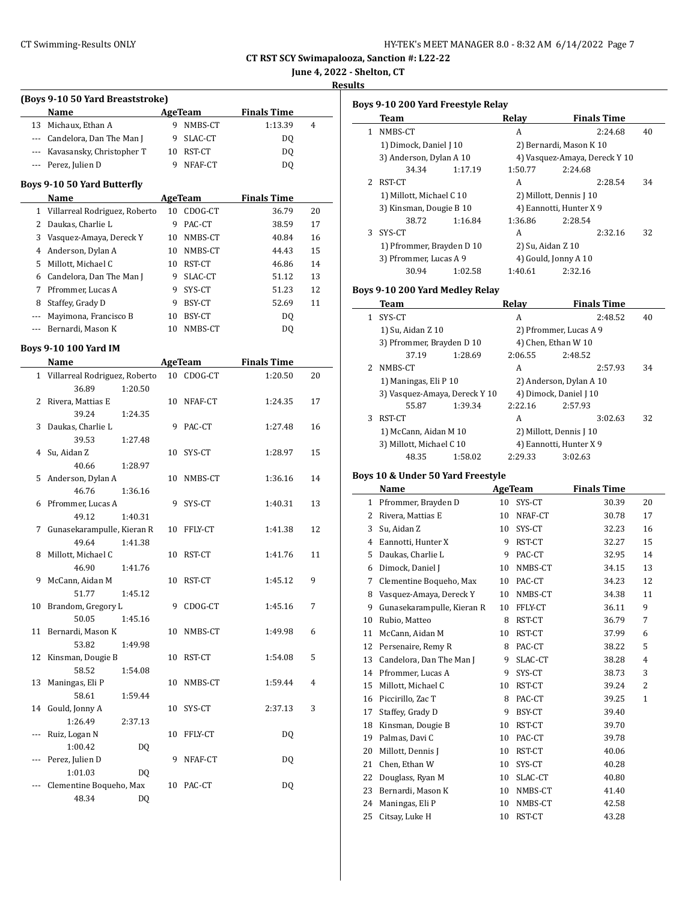CT RST SCY Swimapalooza, Sanction #: L22-22

June 4, 2022 - Shelton, CT

Results

### (Boys 9-10 50 Yard Breaststroke)

| | Name | Age | Team | Finals Time | |
|---|---|---|---|---|---|
| 13 | Michaux, Ethan A | 9 | NMBS-CT | 1:13.39 | 4 |
| --- | Candelora, Dan The Man J | 9 | SLAC-CT | DQ | |
| --- | Kavasansky, Christopher T | 10 | RST-CT | DQ | |
| --- | Perez, Julien D | 9 | NFAF-CT | DQ | |

### Boys 9-10 50 Yard Butterfly

| | Name | Age | Team | Finals Time | |
|---|---|---|---|---|---|
| 1 | Villarreal Rodriguez, Roberto | 10 | CDOG-CT | 36.79 | 20 |
| 2 | Daukas, Charlie L | 9 | PAC-CT | 38.59 | 17 |
| 3 | Vasquez-Amaya, Dereck Y | 10 | NMBS-CT | 40.84 | 16 |
| 4 | Anderson, Dylan A | 10 | NMBS-CT | 44.43 | 15 |
| 5 | Millott, Michael C | 10 | RST-CT | 46.86 | 14 |
| 6 | Candelora, Dan The Man J | 9 | SLAC-CT | 51.12 | 13 |
| 7 | Pfrommer, Lucas A | 9 | SYS-CT | 51.23 | 12 |
| 8 | Staffey, Grady D | 9 | BSY-CT | 52.69 | 11 |
| --- | Mayimona, Francisco B | 10 | BSY-CT | DQ | |
| --- | Bernardi, Mason K | 10 | NMBS-CT | DQ | |

### Boys 9-10 100 Yard IM

| | Name | Age | Team | Finals Time | |
|---|---|---|---|---|---|
| 1 | Villarreal Rodriguez, Roberto | 10 | CDOG-CT | 1:20.50 | 20 |
| | 36.89 1:20.50 | | | | |
| 2 | Rivera, Mattias E | 10 | NFAF-CT | 1:24.35 | 17 |
| | 39.24 1:24.35 | | | | |
| 3 | Daukas, Charlie L | 9 | PAC-CT | 1:27.48 | 16 |
| | 39.53 1:27.48 | | | | |
| 4 | Su, Aidan Z | 10 | SYS-CT | 1:28.97 | 15 |
| | 40.66 1:28.97 | | | | |
| 5 | Anderson, Dylan A | 10 | NMBS-CT | 1:36.16 | 14 |
| | 46.76 1:36.16 | | | | |
| 6 | Pfrommer, Lucas A | 9 | SYS-CT | 1:40.31 | 13 |
| | 49.12 1:40.31 | | | | |
| 7 | Gunasekarampulle, Kieran R | 10 | FFLY-CT | 1:41.38 | 12 |
| | 49.64 1:41.38 | | | | |
| 8 | Millott, Michael C | 10 | RST-CT | 1:41.76 | 11 |
| | 46.90 1:41.76 | | | | |
| 9 | McCann, Aidan M | 10 | RST-CT | 1:45.12 | 9 |
| | 51.77 1:45.12 | | | | |
| 10 | Brandom, Gregory L | 9 | CDOG-CT | 1:45.16 | 7 |
| | 50.05 1:45.16 | | | | |
| 11 | Bernardi, Mason K | 10 | NMBS-CT | 1:49.98 | 6 |
| | 53.82 1:49.98 | | | | |
| 12 | Kinsman, Dougie B | 10 | RST-CT | 1:54.08 | 5 |
| | 58.52 1:54.08 | | | | |
| 13 | Maningas, Eli P | 10 | NMBS-CT | 1:59.44 | 4 |
| | 58.61 1:59.44 | | | | |
| 14 | Gould, Jonny A | 10 | SYS-CT | 2:37.13 | 3 |
| | 1:26.49 2:37.13 | | | | |
| --- | Ruiz, Logan N | 10 | FFLY-CT | DQ | |
| | 1:00.42 DQ | | | | |
| --- | Perez, Julien D | 9 | NFAF-CT | DQ | |
| | 1:01.03 DQ | | | | |
| --- | Clementine Boqueho, Max | 10 | PAC-CT | DQ | |
| | 48.34 DQ | | | | |

### Boys 9-10 200 Yard Freestyle Relay

| | Team | Relay | Finals Time | |
|---|---|---|---|---|
| 1 | NMBS-CT | A | 2:24.68 | 40 |
| | 1) Dimock, Daniel J 10; 2) Bernardi, Mason K 10; 3) Anderson, Dylan A 10; 4) Vasquez-Amaya, Dereck Y 10 | | | |
| | 34.34 1:17.19 1:50.77 2:24.68 | | | |
| 2 | RST-CT | A | 2:28.54 | 34 |
| | 1) Millott, Michael C 10; 2) Millott, Dennis J 10; 3) Kinsman, Dougie B 10; 4) Eannotti, Hunter X 9 | | | |
| | 38.72 1:16.84 1:36.86 2:28.54 | | | |
| 3 | SYS-CT | A | 2:32.16 | 32 |
| | 1) Pfrommer, Brayden D 10; 2) Su, Aidan Z 10; 3) Pfrommer, Lucas A 9; 4) Gould, Jonny A 10 | | | |
| | 30.94 1:02.58 1:40.61 2:32.16 | | | |

### Boys 9-10 200 Yard Medley Relay

| | Team | Relay | Finals Time | |
|---|---|---|---|---|
| 1 | SYS-CT | A | 2:48.52 | 40 |
| | 1) Su, Aidan Z 10; 2) Pfrommer, Lucas A 9; 3) Pfrommer, Brayden D 10; 4) Chen, Ethan W 10 | | | |
| | 37.19 1:28.69 2:06.55 2:48.52 | | | |
| 2 | NMBS-CT | A | 2:57.93 | 34 |
| | 1) Maningas, Eli P 10; 2) Anderson, Dylan A 10; 3) Vasquez-Amaya, Dereck Y 10; 4) Dimock, Daniel J 10 | | | |
| | 55.87 1:39.34 2:22.16 2:57.93 | | | |
| 3 | RST-CT | A | 3:02.63 | 32 |
| | 1) McCann, Aidan M 10; 2) Millott, Dennis J 10; 3) Millott, Michael C 10; 4) Eannotti, Hunter X 9 | | | |
| | 48.35 1:58.02 2:29.33 3:02.63 | | | |

### Boys 10 & Under 50 Yard Freestyle

| | Name | Age | Team | Finals Time | |
|---|---|---|---|---|---|
| 1 | Pfrommer, Brayden D | 10 | SYS-CT | 30.39 | 20 |
| 2 | Rivera, Mattias E | 10 | NFAF-CT | 30.78 | 17 |
| 3 | Su, Aidan Z | 10 | SYS-CT | 32.23 | 16 |
| 4 | Eannotti, Hunter X | 9 | RST-CT | 32.27 | 15 |
| 5 | Daukas, Charlie L | 9 | PAC-CT | 32.95 | 14 |
| 6 | Dimock, Daniel J | 10 | NMBS-CT | 34.15 | 13 |
| 7 | Clementine Boqueho, Max | 10 | PAC-CT | 34.23 | 12 |
| 8 | Vasquez-Amaya, Dereck Y | 10 | NMBS-CT | 34.38 | 11 |
| 9 | Gunasekarampulle, Kieran R | 10 | FFLY-CT | 36.11 | 9 |
| 10 | Rubio, Matteo | 8 | RST-CT | 36.79 | 7 |
| 11 | McCann, Aidan M | 10 | RST-CT | 37.99 | 6 |
| 12 | Persenaire, Remy R | 8 | PAC-CT | 38.22 | 5 |
| 13 | Candelora, Dan The Man J | 9 | SLAC-CT | 38.28 | 4 |
| 14 | Pfrommer, Lucas A | 9 | SYS-CT | 38.73 | 3 |
| 15 | Millott, Michael C | 10 | RST-CT | 39.24 | 2 |
| 16 | Piccirillo, Zac T | 8 | PAC-CT | 39.25 | 1 |
| 17 | Staffey, Grady D | 9 | BSY-CT | 39.40 | |
| 18 | Kinsman, Dougie B | 10 | RST-CT | 39.70 | |
| 19 | Palmas, Davi C | 10 | PAC-CT | 39.78 | |
| 20 | Millott, Dennis J | 10 | RST-CT | 40.06 | |
| 21 | Chen, Ethan W | 10 | SYS-CT | 40.28 | |
| 22 | Douglass, Ryan M | 10 | SLAC-CT | 40.80 | |
| 23 | Bernardi, Mason K | 10 | NMBS-CT | 41.40 | |
| 24 | Maningas, Eli P | 10 | NMBS-CT | 42.58 | |
| 25 | Citsay, Luke H | 10 | RST-CT | 43.28 | |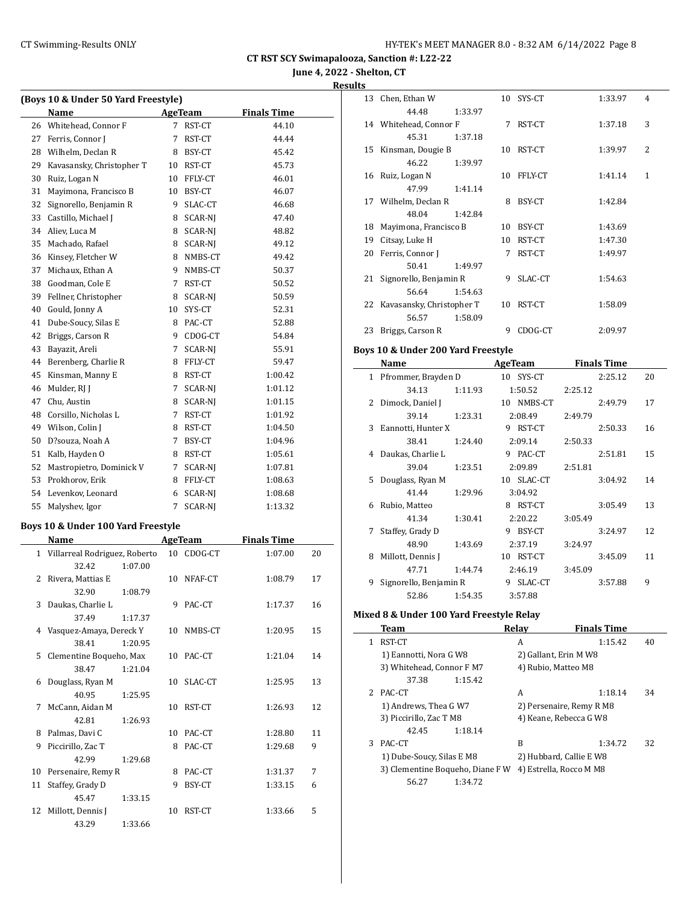## CT RST SCY Swimapalooza, Sanction #: L22-22

**June 4, 2022 - Shelton, CT**

**Results**

### (Boys 10 & Under 50 Yard Freestyle)

| | Name | Age | Team | Finals Time |
|---|---|---|---|---|
| 26 | Whitehead, Connor F | 7 | RST-CT | 44.10 |
| 27 | Ferris, Connor J | 7 | RST-CT | 44.44 |
| 28 | Wilhelm, Declan R | 8 | BSY-CT | 45.42 |
| 29 | Kavasansky, Christopher T | 10 | RST-CT | 45.73 |
| 30 | Ruiz, Logan N | 10 | FFLY-CT | 46.01 |
| 31 | Mayimona, Francisco B | 10 | BSY-CT | 46.07 |
| 32 | Signorello, Benjamin R | 9 | SLAC-CT | 46.68 |
| 33 | Castillo, Michael J | 8 | SCAR-NJ | 47.40 |
| 34 | Aliev, Luca M | 8 | SCAR-NJ | 48.82 |
| 35 | Machado, Rafael | 8 | SCAR-NJ | 49.12 |
| 36 | Kinsey, Fletcher W | 8 | NMBS-CT | 49.42 |
| 37 | Michaux, Ethan A | 9 | NMBS-CT | 50.37 |
| 38 | Goodman, Cole E | 7 | RST-CT | 50.52 |
| 39 | Fellner, Christopher | 8 | SCAR-NJ | 50.59 |
| 40 | Gould, Jonny A | 10 | SYS-CT | 52.31 |
| 41 | Dube-Soucy, Silas E | 8 | PAC-CT | 52.88 |
| 42 | Briggs, Carson R | 9 | CDOG-CT | 54.84 |
| 43 | Bayazit, Areli | 7 | SCAR-NJ | 55.91 |
| 44 | Berenberg, Charlie R | 8 | FFLY-CT | 59.47 |
| 45 | Kinsman, Manny E | 8 | RST-CT | 1:00.42 |
| 46 | Mulder, RJ J | 7 | SCAR-NJ | 1:01.12 |
| 47 | Chu, Austin | 8 | SCAR-NJ | 1:01.15 |
| 48 | Corsillo, Nicholas L | 7 | RST-CT | 1:01.92 |
| 49 | Wilson, Colin J | 8 | RST-CT | 1:04.50 |
| 50 | D?souza, Noah A | 7 | BSY-CT | 1:04.96 |
| 51 | Kalb, Hayden O | 8 | RST-CT | 1:05.61 |
| 52 | Mastropietro, Dominick V | 7 | SCAR-NJ | 1:07.81 |
| 53 | Prokhorov, Erik | 8 | FFLY-CT | 1:08.63 |
| 54 | Levenkov, Leonard | 6 | SCAR-NJ | 1:08.68 |
| 55 | Malyshev, Igor | 7 | SCAR-NJ | 1:13.32 |

### Boys 10 & Under 100 Yard Freestyle

| | Name | Age | Team | Finals Time | Points |
|---|---|---|---|---|---|
| 1 | Villarreal Rodriguez, Roberto | 10 | CDOG-CT | 1:07.00 | 20 |
| | 32.42 1:07.00 | | | | |
| 2 | Rivera, Mattias E | 10 | NFAF-CT | 1:08.79 | 17 |
| | 32.90 1:08.79 | | | | |
| 3 | Daukas, Charlie L | 9 | PAC-CT | 1:17.37 | 16 |
| | 37.49 1:17.37 | | | | |
| 4 | Vasquez-Amaya, Dereck Y | 10 | NMBS-CT | 1:20.95 | 15 |
| | 38.41 1:20.95 | | | | |
| 5 | Clementine Boqueho, Max | 10 | PAC-CT | 1:21.04 | 14 |
| | 38.47 1:21.04 | | | | |
| 6 | Douglass, Ryan M | 10 | SLAC-CT | 1:25.95 | 13 |
| | 40.95 1:25.95 | | | | |
| 7 | McCann, Aidan M | 10 | RST-CT | 1:26.93 | 12 |
| | 42.81 1:26.93 | | | | |
| 8 | Palmas, Davi C | 10 | PAC-CT | 1:28.80 | 11 |
| 9 | Piccirillo, Zac T | 8 | PAC-CT | 1:29.68 | 9 |
| | 42.99 1:29.68 | | | | |
| 10 | Persenaire, Remy R | 8 | PAC-CT | 1:31.37 | 7 |
| 11 | Staffey, Grady D | 9 | BSY-CT | 1:33.15 | 6 |
| | 45.47 1:33.15 | | | | |
| 12 | Millott, Dennis J | 10 | RST-CT | 1:33.66 | 5 |
| | 43.29 1:33.66 | | | | |
| 13 | Chen, Ethan W | 10 | SYS-CT | 1:33.97 | 4 |
| | 44.48 1:33.97 | | | | |
| 14 | Whitehead, Connor F | 7 | RST-CT | 1:37.18 | 3 |
| | 45.31 1:37.18 | | | | |
| 15 | Kinsman, Dougie B | 10 | RST-CT | 1:39.97 | 2 |
| | 46.22 1:39.97 | | | | |
| 16 | Ruiz, Logan N | 10 | FFLY-CT | 1:41.14 | 1 |
| | 47.99 1:41.14 | | | | |
| 17 | Wilhelm, Declan R | 8 | BSY-CT | 1:42.84 | |
| | 48.04 1:42.84 | | | | |
| 18 | Mayimona, Francisco B | 10 | BSY-CT | 1:43.69 | |
| 19 | Citsay, Luke H | 10 | RST-CT | 1:47.30 | |
| 20 | Ferris, Connor J | 7 | RST-CT | 1:49.97 | |
| | 50.41 1:49.97 | | | | |
| 21 | Signorello, Benjamin R | 9 | SLAC-CT | 1:54.63 | |
| | 56.64 1:54.63 | | | | |
| 22 | Kavasansky, Christopher T | 10 | RST-CT | 1:58.09 | |
| | 56.57 1:58.09 | | | | |
| 23 | Briggs, Carson R | 9 | CDOG-CT | 2:09.97 | |

### Boys 10 & Under 200 Yard Freestyle

| | Name | Age | Team | Finals Time | Points |
|---|---|---|---|---|---|
| 1 | Pfrommer, Brayden D | 10 | SYS-CT | 2:25.12 | 20 |
| | 34.13 1:11.93 1:50.52 2:25.12 | | | | |
| 2 | Dimock, Daniel J | 10 | NMBS-CT | 2:49.79 | 17 |
| | 39.14 1:23.31 2:08.49 2:49.79 | | | | |
| 3 | Eannotti, Hunter X | 9 | RST-CT | 2:50.33 | 16 |
| | 38.41 1:24.40 2:09.14 2:50.33 | | | | |
| 4 | Daukas, Charlie L | 9 | PAC-CT | 2:51.81 | 15 |
| | 39.04 1:23.51 2:09.89 2:51.81 | | | | |
| 5 | Douglass, Ryan M | 10 | SLAC-CT | 3:04.92 | 14 |
| | 41.44 1:29.96 3:04.92 | | | | |
| 6 | Rubio, Matteo | 8 | RST-CT | 3:05.49 | 13 |
| | 41.34 1:30.41 2:20.22 3:05.49 | | | | |
| 7 | Staffey, Grady D | 9 | BSY-CT | 3:24.97 | 12 |
| | 48.90 1:43.69 2:37.19 3:24.97 | | | | |
| 8 | Millott, Dennis J | 10 | RST-CT | 3:45.09 | 11 |
| | 47.71 1:44.74 2:46.19 3:45.09 | | | | |
| 9 | Signorello, Benjamin R | 9 | SLAC-CT | 3:57.88 | 9 |
| | 52.86 1:54.35 3:57.88 | | | | |

### Mixed 8 & Under 100 Yard Freestyle Relay

| | Team | Relay | Finals Time | Points |
|---|---|---|---|---|
| 1 | RST-CT | A | 1:15.42 | 40 |
| | 1) Eannotti, Nora G W8 | 2) Gallant, Erin M W8 | | |
| | 3) Whitehead, Connor F M7 | 4) Rubio, Matteo M8 | | |
| | 37.38 1:15.42 | | | |
| 2 | PAC-CT | A | 1:18.14 | 34 |
| | 1) Andrews, Thea G W7 | 2) Persenaire, Remy R M8 | | |
| | 3) Piccirillo, Zac T M8 | 4) Keane, Rebecca G W8 | | |
| | 42.45 1:18.14 | | | |
| 3 | PAC-CT | B | 1:34.72 | 32 |
| | 1) Dube-Soucy, Silas E M8 | 2) Hubbard, Callie E W8 | | |
| | 3) Clementine Boqueho, Diane F W | 4) Estrella, Rocco M M8 | | |
| | 56.27 1:34.72 | | | |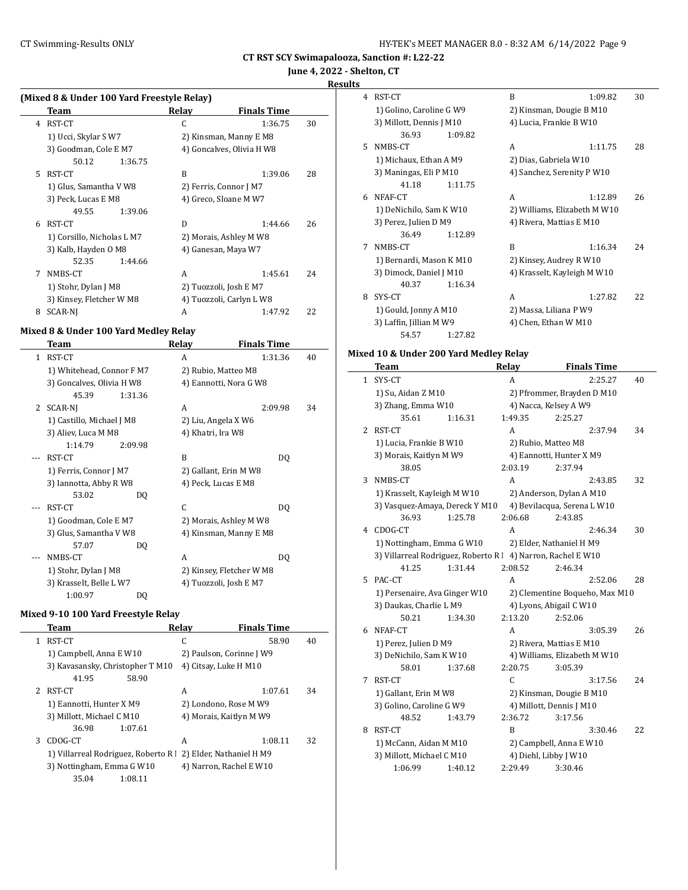**CT RST SCY Swimapalooza, Sanction #: L22-22**

**June 4, 2022 - Shelton, CT**

**Results**

### (Mixed 8 & Under 100 Yard Freestyle Relay)

| | Team | Relay | Finals Time | |
|---|---|---|---|---|
| 4 | RST-CT | C | 1:36.75 | 30 |
| | 1) Ucci, Skylar S W7 | 2) Kinsman, Manny E M8 | | |
| | 3) Goodman, Cole E M7 | 4) Goncalves, Olivia H W8 | | |
| | 50.12 1:36.75 | | | |
| 5 | RST-CT | B | 1:39.06 | 28 |
| | 1) Glus, Samantha V W8 | 2) Ferris, Connor J M7 | | |
| | 3) Peck, Lucas E M8 | 4) Greco, Sloane M W7 | | |
| | 49.55 1:39.06 | | | |
| 6 | RST-CT | D | 1:44.66 | 26 |
| | 1) Corsillo, Nicholas L M7 | 2) Morais, Ashley M W8 | | |
| | 3) Kalb, Hayden O M8 | 4) Ganesan, Maya W7 | | |
| | 52.35 1:44.66 | | | |
| 7 | NMBS-CT | A | 1:45.61 | 24 |
| | 1) Stohr, Dylan J M8 | 2) Tuozzoli, Josh E M7 | | |
| | 3) Kinsey, Fletcher W M8 | 4) Tuozzoli, Carlyn L W8 | | |
| 8 | SCAR-NJ | A | 1:47.92 | 22 |

### Mixed 8 & Under 100 Yard Medley Relay

| | Team | Relay | Finals Time | |
|---|---|---|---|---|
| 1 | RST-CT | A | 1:31.36 | 40 |
| | 1) Whitehead, Connor F M7 | 2) Rubio, Matteo M8 | | |
| | 3) Goncalves, Olivia H W8 | 4) Eannotti, Nora G W8 | | |
| | 45.39 1:31.36 | | | |
| 2 | SCAR-NJ | A | 2:09.98 | 34 |
| | 1) Castillo, Michael J M8 | 2) Liu, Angela X W6 | | |
| | 3) Aliev, Luca M M8 | 4) Khatri, Ira W8 | | |
| | 1:14.79 2:09.98 | | | |
| --- | RST-CT | B | DQ | |
| | 1) Ferris, Connor J M7 | 2) Gallant, Erin M W8 | | |
| | 3) Iannotta, Abby R W8 | 4) Peck, Lucas E M8 | | |
| | 53.02 DQ | | | |
| --- | RST-CT | C | DQ | |
| | 1) Goodman, Cole E M7 | 2) Morais, Ashley M W8 | | |
| | 3) Glus, Samantha V W8 | 4) Kinsman, Manny E M8 | | |
| | 57.07 DQ | | | |
| --- | NMBS-CT | A | DQ | |
| | 1) Stohr, Dylan J M8 | 2) Kinsey, Fletcher W M8 | | |
| | 3) Krasselt, Belle L W7 | 4) Tuozzoli, Josh E M7 | | |
| | 1:00.97 DQ | | | |

### Mixed 9-10 100 Yard Freestyle Relay

| | Team | Relay | Finals Time | |
|---|---|---|---|---|
| 1 | RST-CT | C | 58.90 | 40 |
| | 1) Campbell, Anna E W10 | 2) Paulson, Corinne J W9 | | |
| | 3) Kavasansky, Christopher T M10 | 4) Citsay, Luke H M10 | | |
| | 41.95 58.90 | | | |
| 2 | RST-CT | A | 1:07.61 | 34 |
| | 1) Eannotti, Hunter X M9 | 2) Londono, Rose M W9 | | |
| | 3) Millott, Michael C M10 | 4) Morais, Kaitlyn M W9 | | |
| | 36.98 1:07.61 | | | |
| 3 | CDOG-CT | A | 1:08.11 | 32 |
| | 1) Villarreal Rodriguez, Roberto R I | 2) Elder, Nathaniel H M9 | | |
| | 3) Nottingham, Emma G W10 | 4) Narron, Rachel E W10 | | |
| | 35.04 1:08.11 | | | |
| 4 | RST-CT | B | 1:09.82 | 30 |
| | 1) Golino, Caroline G W9 | 2) Kinsman, Dougie B M10 | | |
| | 3) Millott, Dennis J M10 | 4) Lucia, Frankie B W10 | | |
| | 36.93 1:09.82 | | | |
| 5 | NMBS-CT | A | 1:11.75 | 28 |
| | 1) Michaux, Ethan A M9 | 2) Dias, Gabriela W10 | | |
| | 3) Maningas, Eli P M10 | 4) Sanchez, Serenity P W10 | | |
| | 41.18 1:11.75 | | | |
| 6 | NFAF-CT | A | 1:12.89 | 26 |
| | 1) DeNichilo, Sam K W10 | 2) Williams, Elizabeth M W10 | | |
| | 3) Perez, Julien D M9 | 4) Rivera, Mattias E M10 | | |
| | 36.49 1:12.89 | | | |
| 7 | NMBS-CT | B | 1:16.34 | 24 |
| | 1) Bernardi, Mason K M10 | 2) Kinsey, Audrey R W10 | | |
| | 3) Dimock, Daniel J M10 | 4) Krasselt, Kayleigh M W10 | | |
| | 40.37 1:16.34 | | | |
| 8 | SYS-CT | A | 1:27.82 | 22 |
| | 1) Gould, Jonny A M10 | 2) Massa, Liliana P W9 | | |
| | 3) Laffin, Jillian M W9 | 4) Chen, Ethan W M10 | | |
| | 54.57 1:27.82 | | | |

### Mixed 10 & Under 200 Yard Medley Relay

| | Team | Relay | Finals Time | |
|---|---|---|---|---|
| 1 | SYS-CT | A | 2:25.27 | 40 |
| | 1) Su, Aidan Z M10 | 2) Pfrommer, Brayden D M10 | | |
| | 3) Zhang, Emma W10 | 4) Nacca, Kelsey A W9 | | |
| | 35.61 1:16.31 | 1:49.35 2:25.27 | | |
| 2 | RST-CT | A | 2:37.94 | 34 |
| | 1) Lucia, Frankie B W10 | 2) Rubio, Matteo M8 | | |
| | 3) Morais, Kaitlyn M W9 | 4) Eannotti, Hunter X M9 | | |
| | 38.05 | 2:03.19 2:37.94 | | |
| 3 | NMBS-CT | A | 2:43.85 | 32 |
| | 1) Krasselt, Kayleigh M W10 | 2) Anderson, Dylan A M10 | | |
| | 3) Vasquez-Amaya, Dereck Y M10 | 4) Bevilacqua, Serena L W10 | | |
| | 36.93 1:25.78 | 2:06.68 2:43.85 | | |
| 4 | CDOG-CT | A | 2:46.34 | 30 |
| | 1) Nottingham, Emma G W10 | 2) Elder, Nathaniel H M9 | | |
| | 3) Villarreal Rodriguez, Roberto R I | 4) Narron, Rachel E W10 | | |
| | 41.25 1:31.44 | 2:08.52 2:46.34 | | |
| 5 | PAC-CT | A | 2:52.06 | 28 |
| | 1) Persenaire, Ava Ginger W10 | 2) Clementine Boqueho, Max M10 | | |
| | 3) Daukas, Charlie L M9 | 4) Lyons, Abigail C W10 | | |
| | 50.21 1:34.30 | 2:13.20 2:52.06 | | |
| 6 | NFAF-CT | A | 3:05.39 | 26 |
| | 1) Perez, Julien D M9 | 2) Rivera, Mattias E M10 | | |
| | 3) DeNichilo, Sam K W10 | 4) Williams, Elizabeth M W10 | | |
| | 58.01 1:37.68 | 2:20.75 3:05.39 | | |
| 7 | RST-CT | C | 3:17.56 | 24 |
| | 1) Gallant, Erin M W8 | 2) Kinsman, Dougie B M10 | | |
| | 3) Golino, Caroline G W9 | 4) Millott, Dennis J M10 | | |
| | 48.52 1:43.79 | 2:36.72 3:17.56 | | |
| 8 | RST-CT | B | 3:30.46 | 22 |
| | 1) McCann, Aidan M M10 | 2) Campbell, Anna E W10 | | |
| | 3) Millott, Michael C M10 | 4) Diehl, Libby J W10 | | |
| | 1:06.99 1:40.12 | 2:29.49 3:30.46 | | |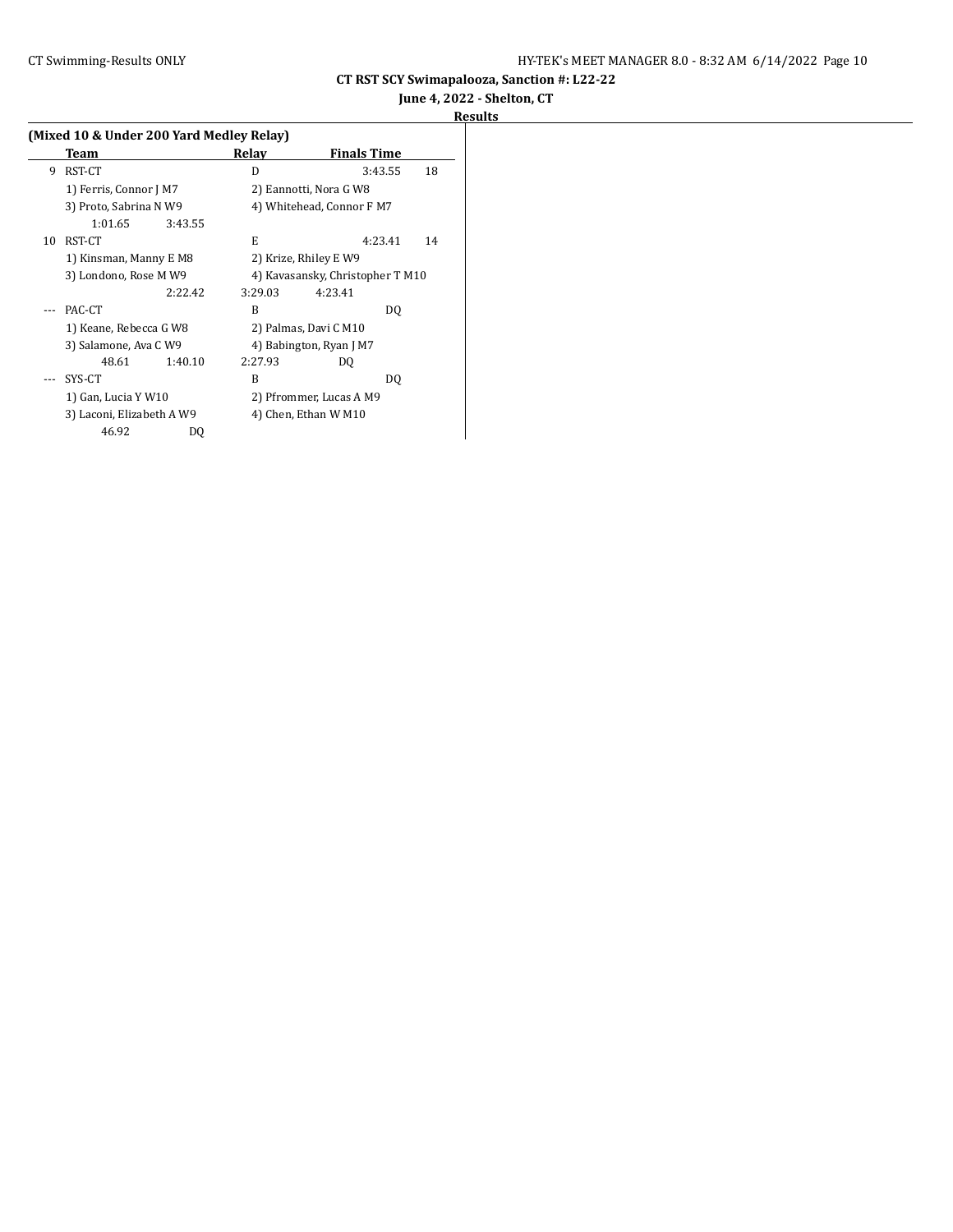**CT RST SCY Swimapalooza, Sanction #: L22-22**

**June 4, 2022 - Shelton, CT**

**Results**

**(Mixed 10 & Under 200 Yard Medley Relay)**

| | Team | Relay | Finals Time | |
|---|---|---|---|---|
| 9 | RST-CT | D | 3:43.55 | 18 |

1) Ferris, Connor J M7 — 2) Eannotti, Nora G W8
3) Proto, Sabrina N W9 — 4) Whitehead, Connor F M7
1:01.65 3:43.55

| | Team | Relay | Finals Time | |
|---|---|---|---|---|
| 10 | RST-CT | E | 4:23.41 | 14 |

1) Kinsman, Manny E M8 — 2) Krize, Rhiley E W9
3) Londono, Rose M W9 — 4) Kavasansky, Christopher T M10
2:22.42 3:29.03 4:23.41

| | Team | Relay | Finals Time | |
|---|---|---|---|---|
| --- | PAC-CT | B | DQ | |

1) Keane, Rebecca G W8 — 2) Palmas, Davi C M10
3) Salamone, Ava C W9 — 4) Babington, Ryan J M7
48.61 1:40.10 2:27.93 DQ

| | Team | Relay | Finals Time | |
|---|---|---|---|---|
| --- | SYS-CT | B | DQ | |

1) Gan, Lucia Y W10 — 2) Pfrommer, Lucas A M9
3) Laconi, Elizabeth A W9 — 4) Chen, Ethan W M10
46.92 DQ